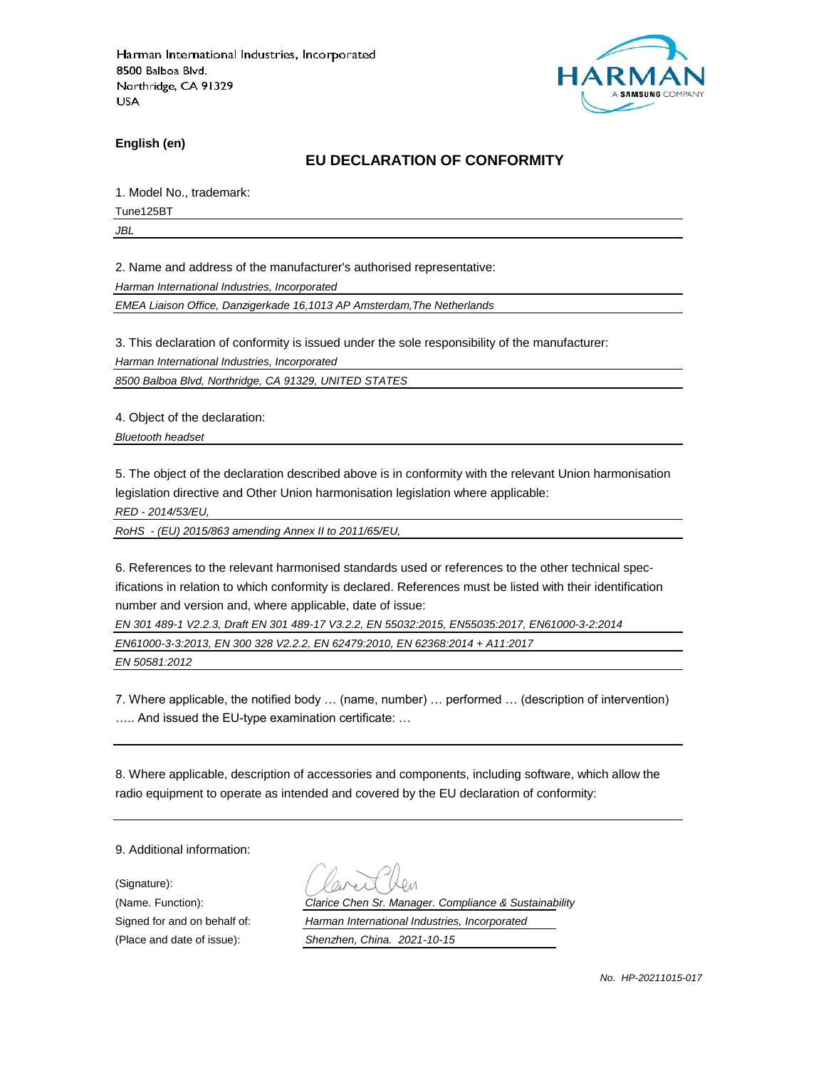Harman International Industries, Incorporated
8500 Balboa Blvd.
Northridge, CA 91329
USA

**English (en)**

## EU DECLARATION OF CONFORMITY

1. Model No., trademark:

Tune125BT

*JBL*

2. Name and address of the manufacturer's authorised representative:

*Harman International Industries, Incorporated*

*EMEA Liaison Office, Danzigerkade 16,1013 AP Amsterdam,The Netherlands*

3. This declaration of conformity is issued under the sole responsibility of the manufacturer:

*Harman International Industries, Incorporated*

*8500 Balboa Blvd, Northridge, CA 91329, UNITED STATES*

4. Object of the declaration:

*Bluetooth headset*

5. The object of the declaration described above is in conformity with the relevant Union harmonisation legislation directive and Other Union harmonisation legislation where applicable:

*RED - 2014/53/EU,*

*RoHS - (EU) 2015/863 amending Annex II to 2011/65/EU,*

6. References to the relevant harmonised standards used or references to the other technical specifications in relation to which conformity is declared. References must be listed with their identification number and version and, where applicable, date of issue:

*EN 301 489-1 V2.2.3, Draft EN 301 489-17 V3.2.2, EN 55032:2015, EN55035:2017, EN61000-3-2:2014*

*EN61000-3-3:2013, EN 300 328 V2.2.2, EN 62479:2010, EN 62368:2014 + A11:2017*

*EN 50581:2012*

7. Where applicable, the notified body … (name, number) … performed … (description of intervention) ….. And issued the EU-type examination certificate: …

8. Where applicable, description of accessories and components, including software, which allow the radio equipment to operate as intended and covered by the EU declaration of conformity:

9. Additional information:

(Signature):

(Name. Function): *Clarice Chen Sr. Manager. Compliance & Sustainability*

Signed for and on behalf of: *Harman International Industries, Incorporated*

(Place and date of issue): *Shenzhen, China. 2021-10-15*

*No. HP-20211015-017*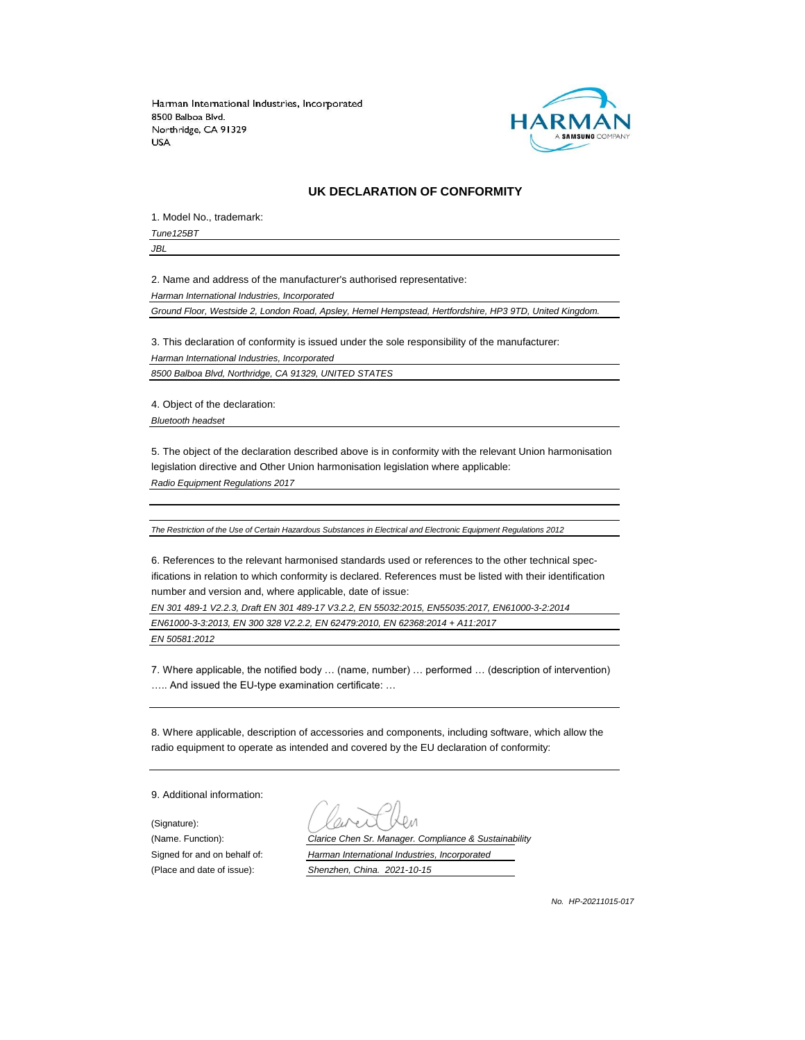Harman International Industries, Incorporated
8500 Balboa Blvd.
Northridge, CA 91329
USA

HARMAN
A SAMSUNG COMPANY

## UK DECLARATION OF CONFORMITY

1. Model No., trademark:

*Tune125BT*

*JBL*

2. Name and address of the manufacturer's authorised representative:

*Harman International Industries, Incorporated*

*Ground Floor, Westside 2, London Road, Apsley, Hemel Hempstead, Hertfordshire, HP3 9TD, United Kingdom.*

3. This declaration of conformity is issued under the sole responsibility of the manufacturer:

*Harman International Industries, Incorporated*

*8500 Balboa Blvd, Northridge, CA 91329, UNITED STATES*

4. Object of the declaration:

*Bluetooth headset*

5. The object of the declaration described above is in conformity with the relevant Union harmonisation legislation directive and Other Union harmonisation legislation where applicable:

*Radio Equipment Regulations 2017*

*The Restriction of the Use of Certain Hazardous Substances in Electrical and Electronic Equipment Regulations 2012*

6. References to the relevant harmonised standards used or references to the other technical specifications in relation to which conformity is declared. References must be listed with their identification number and version and, where applicable, date of issue:

*EN 301 489-1 V2.2.3, Draft EN 301 489-17 V3.2.2, EN 55032:2015, EN55035:2017, EN61000-3-2:2014*

*EN61000-3-3:2013, EN 300 328 V2.2.2, EN 62479:2010, EN 62368:2014 + A11:2017*

*EN 50581:2012*

7. Where applicable, the notified body … (name, number) … performed … (description of intervention) ….. And issued the EU-type examination certificate: …

8. Where applicable, description of accessories and components, including software, which allow the radio equipment to operate as intended and covered by the EU declaration of conformity:

9. Additional information:

(Signature):

(Name. Function): *Clarice Chen Sr. Manager. Compliance & Sustainability*

Signed for and on behalf of: *Harman International Industries, Incorporated*

(Place and date of issue): *Shenzhen, China. 2021-10-15*

*No. HP-20211015-017*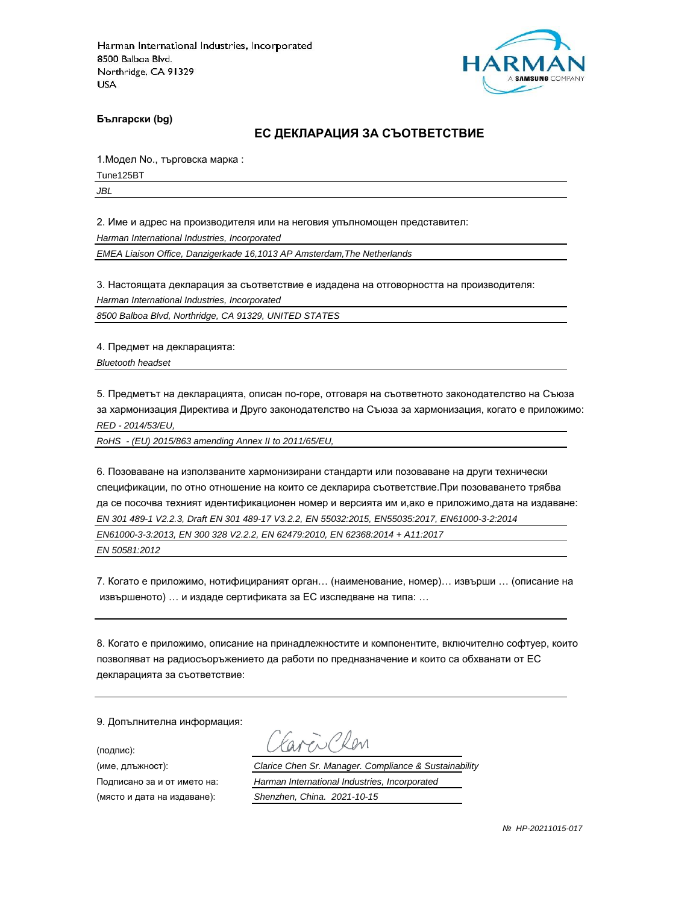Harman International Industries, Incorporated
8500 Balboa Blvd.
Northridge, CA 91329
USA

**Български (bg)**

## ЕС ДЕКЛАРАЦИЯ ЗА СЪОТВЕТСТВИЕ

1.Модел No., търговска марка :

Tune125BT

*JBL*

2. Име и адрес на производителя или на неговия упълномощен представител:

*Harman International Industries, Incorporated*

*EMEA Liaison Office, Danzigerkade 16,1013 AP Amsterdam,The Netherlands*

3. Настоящата декларация за съответствие е издадена на отговорността на производителя:

*Harman International Industries, Incorporated*

*8500 Balboa Blvd, Northridge, CA 91329, UNITED STATES*

4. Предмет на декларацията:

*Bluetooth headset*

5. Предметът на декларацията, описан по-горе, отговаря на съответното законодателство на Съюза за хармонизация Директива и Друго законодателство на Съюза за хармонизация, когато е приложимо:

*RED - 2014/53/EU,*

*RoHS - (EU) 2015/863 amending Annex II to 2011/65/EU,*

6. Позоваване на използваните хармонизирани стандарти или позоваване на други технически спецификации, по отно отношение на които се декларира съответствие.При позоваването трябва да се посочва техният идентификационен номер и версията им и,ако е приложимо,дата на издаване:

*EN 301 489-1 V2.2.3, Draft EN 301 489-17 V3.2.2, EN 55032:2015, EN55035:2017, EN61000-3-2:2014*

*EN61000-3-3:2013, EN 300 328 V2.2.2, EN 62479:2010, EN 62368:2014 + A11:2017*

*EN 50581:2012*

7. Когато е приложимо, нотифицираният орган… (наименование, номер)… извърши … (описание на извършеното) … и издаде сертификата за ЕС изследване на типа: …

8. Когато е приложимо, описание на принадлежностите и компонентите, включително софтуер, които позволяват на радиосъоръжението да работи по предназначение и които са обхванати от ЕС декларацията за съответствие:

9. Допълнителна информация:

(подпис): Clarice Chen

(име, длъжност): *Clarice Chen Sr. Manager. Compliance & Sustainability*

Подписано за и от името на: *Harman International Industries, Incorporated*

(място и дата на издаване): *Shenzhen, China. 2021-10-15*

*№ HP-20211015-017*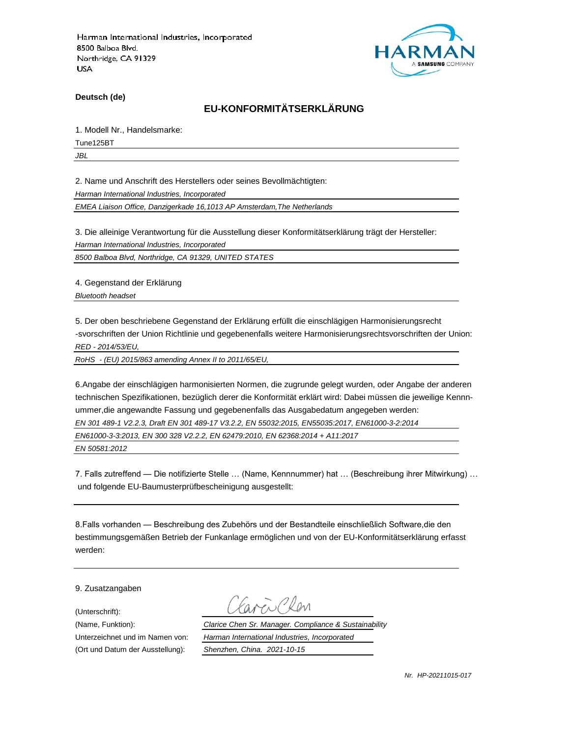Harman International Industries, Incorporated
8500 Balboa Blvd.
Northridge, CA 91329
USA

HARMAN
A SAMSUNG COMPANY

**Deutsch (de)**

## EU-KONFORMITÄTSERKLÄRUNG

1. Modell Nr., Handelsmarke:

Tune125BT

*JBL*

2. Name und Anschrift des Herstellers oder seines Bevollmächtigten:

*Harman International Industries, Incorporated*

*EMEA Liaison Office, Danzigerkade 16,1013 AP Amsterdam,The Netherlands*

3. Die alleinige Verantwortung für die Ausstellung dieser Konformitätserklärung trägt der Hersteller:

*Harman International Industries, Incorporated*

*8500 Balboa Blvd, Northridge, CA 91329, UNITED STATES*

4. Gegenstand der Erklärung

*Bluetooth headset*

5. Der oben beschriebene Gegenstand der Erklärung erfüllt die einschlägigen Harmonisierungsrecht -svorschriften der Union Richtlinie und gegebenenfalls weitere Harmonisierungsrechtsvorschriften der Union:

*RED - 2014/53/EU,*

*RoHS - (EU) 2015/863 amending Annex II to 2011/65/EU,*

6.Angabe der einschlägigen harmonisierten Normen, die zugrunde gelegt wurden, oder Angabe der anderen technischen Spezifikationen, bezüglich derer die Konformität erklärt wird: Dabei müssen die jeweilige Kennn-ummer,die angewandte Fassung und gegebenenfalls das Ausgabedatum angegeben werden:

*EN 301 489-1 V2.2.3, Draft EN 301 489-17 V3.2.2, EN 55032:2015, EN55035:2017, EN61000-3-2:2014*

*EN61000-3-3:2013, EN 300 328 V2.2.2, EN 62479:2010, EN 62368:2014 + A11:2017*

*EN 50581:2012*

7. Falls zutreffend — Die notifizierte Stelle … (Name, Kennnummer) hat … (Beschreibung ihrer Mitwirkung) … und folgende EU-Baumusterprüfbescheinigung ausgestellt:

8.Falls vorhanden — Beschreibung des Zubehörs und der Bestandteile einschließlich Software,die den bestimmungsgemäßen Betrieb der Funkanlage ermöglichen und von der EU-Konformitätserklärung erfasst werden:

9. Zusatzangaben

(Unterschrift): Clarice Chen

(Name, Funktion): *Clarice Chen Sr. Manager. Compliance & Sustainability*

Unterzeichnet und im Namen von: *Harman International Industries, Incorporated*

(Ort und Datum der Ausstellung): *Shenzhen, China. 2021-10-15*

*Nr. HP-20211015-017*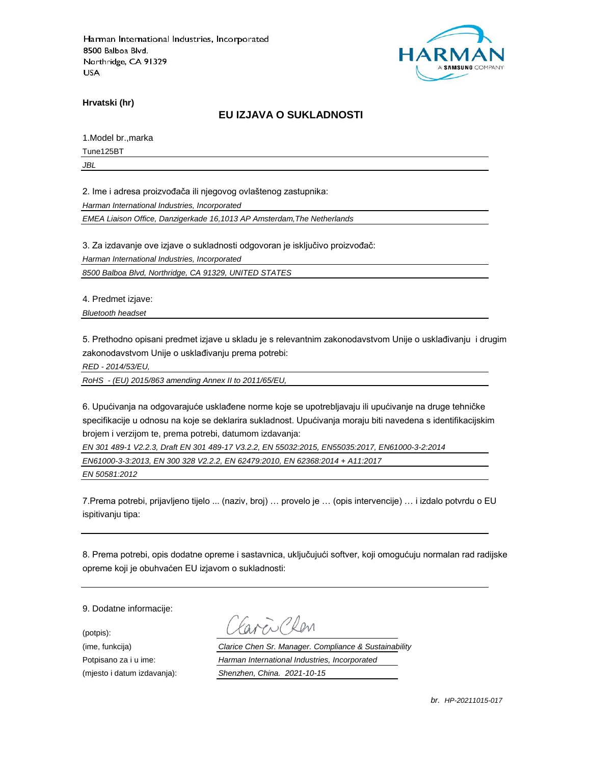Harman International Industries, Incorporated
8500 Balboa Blvd.
Northridge, CA 91329
USA

HARMAN
A SAMSUNG COMPANY

**Hrvatski (hr)**

## EU IZJAVA O SUKLADNOSTI

1.Model br.,marka

Tune125BT

*JBL*

2. Ime i adresa proizvođača ili njegovog ovlaštenog zastupnika:

*Harman International Industries, Incorporated*

*EMEA Liaison Office, Danzigerkade 16,1013 AP Amsterdam,The Netherlands*

3. Za izdavanje ove izjave o sukladnosti odgovoran je isključivo proizvođač:

*Harman International Industries, Incorporated*

*8500 Balboa Blvd, Northridge, CA 91329, UNITED STATES*

4. Predmet izjave:

*Bluetooth headset*

5. Prethodno opisani predmet izjave u skladu je s relevantnim zakonodavstvom Unije o usklađivanju i drugim zakonodavstvom Unije o usklađivanju prema potrebi:

*RED - 2014/53/EU,*

*RoHS - (EU) 2015/863 amending Annex II to 2011/65/EU,*

6. Upućivanja na odgovarajuće usklađene norme koje se upotrebljavaju ili upućivanje na druge tehničke specifikacije u odnosu na koje se deklarira sukladnost. Upućivanja moraju biti navedena s identifikacijskim brojem i verzijom te, prema potrebi, datumom izdavanja:

*EN 301 489-1 V2.2.3, Draft EN 301 489-17 V3.2.2, EN 55032:2015, EN55035:2017, EN61000-3-2:2014*

*EN61000-3-3:2013, EN 300 328 V2.2.2, EN 62479:2010, EN 62368:2014 + A11:2017*

*EN 50581:2012*

7.Prema potrebi, prijavljeno tijelo ... (naziv, broj) … provelo je … (opis intervencije) … i izdalo potvrdu o EU ispitivanju tipa:

8. Prema potrebi, opis dodatne opreme i sastavnica, uključujući softver, koji omogućuju normalan rad radijske opreme koji je obuhvaćen EU izjavom o sukladnosti:

9. Dodatne informacije:

(potpis): Clarice Chen

(ime, funkcija): *Clarice Chen Sr. Manager. Compliance & Sustainability*

Potpisano za i u ime: *Harman International Industries, Incorporated*

(mjesto i datum izdavanja): *Shenzhen, China. 2021-10-15*

*br. HP-20211015-017*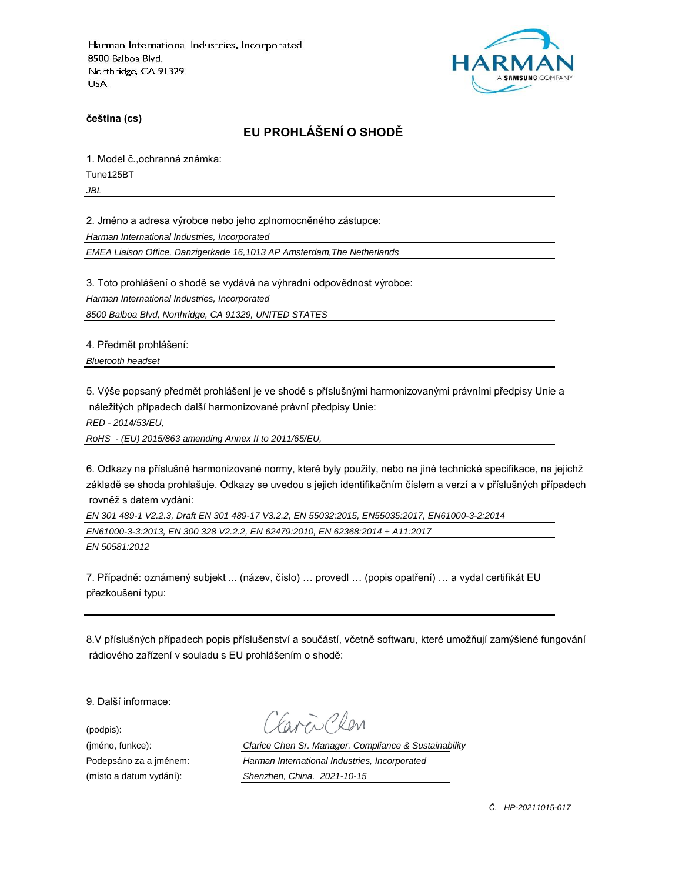Harman International Industries, Incorporated
8500 Balboa Blvd.
Northridge, CA 91329
USA

**čeština (cs)**

## EU PROHLÁŠENÍ O SHODĚ

1. Model č.,ochranná známka:

Tune125BT

*JBL*

2. Jméno a adresa výrobce nebo jeho zplnomocněného zástupce:

*Harman International Industries, Incorporated*

*EMEA Liaison Office, Danzigerkade 16,1013 AP Amsterdam,The Netherlands*

3. Toto prohlášení o shodě se vydává na výhradní odpovědnost výrobce:

*Harman International Industries, Incorporated*

*8500 Balboa Blvd, Northridge, CA 91329, UNITED STATES*

4. Předmět prohlášení:

*Bluetooth headset*

5. Výše popsaný předmět prohlášení je ve shodě s příslušnými harmonizovanými právními předpisy Unie a náležitých případech další harmonizované právní předpisy Unie:

*RED - 2014/53/EU,*

*RoHS - (EU) 2015/863 amending Annex II to 2011/65/EU,*

6. Odkazy na příslušné harmonizované normy, které byly použity, nebo na jiné technické specifikace, na jejichž základě se shoda prohlašuje. Odkazy se uvedou s jejich identifikačním číslem a verzí a v příslušných případech rovněž s datem vydání:

*EN 301 489-1 V2.2.3, Draft EN 301 489-17 V3.2.2, EN 55032:2015, EN55035:2017, EN61000-3-2:2014*

*EN61000-3-3:2013, EN 300 328 V2.2.2, EN 62479:2010, EN 62368:2014 + A11:2017*

*EN 50581:2012*

7. Případně: oznámený subjekt ... (název, číslo) … provedl … (popis opatření) … a vydal certifikát EU přezkoušení typu:

8.V příslušných případech popis příslušenství a součástí, včetně softwaru, které umožňují zamýšlené fungování rádiového zařízení v souladu s EU prohlášením o shodě:

9. Další informace:

(podpis): Clarice Chen

(jméno, funkce): *Clarice Chen Sr. Manager. Compliance & Sustainability*

Podepsáno za a jménem: *Harman International Industries, Incorporated*

(místo a datum vydání): *Shenzhen, China. 2021-10-15*

*Č. HP-20211015-017*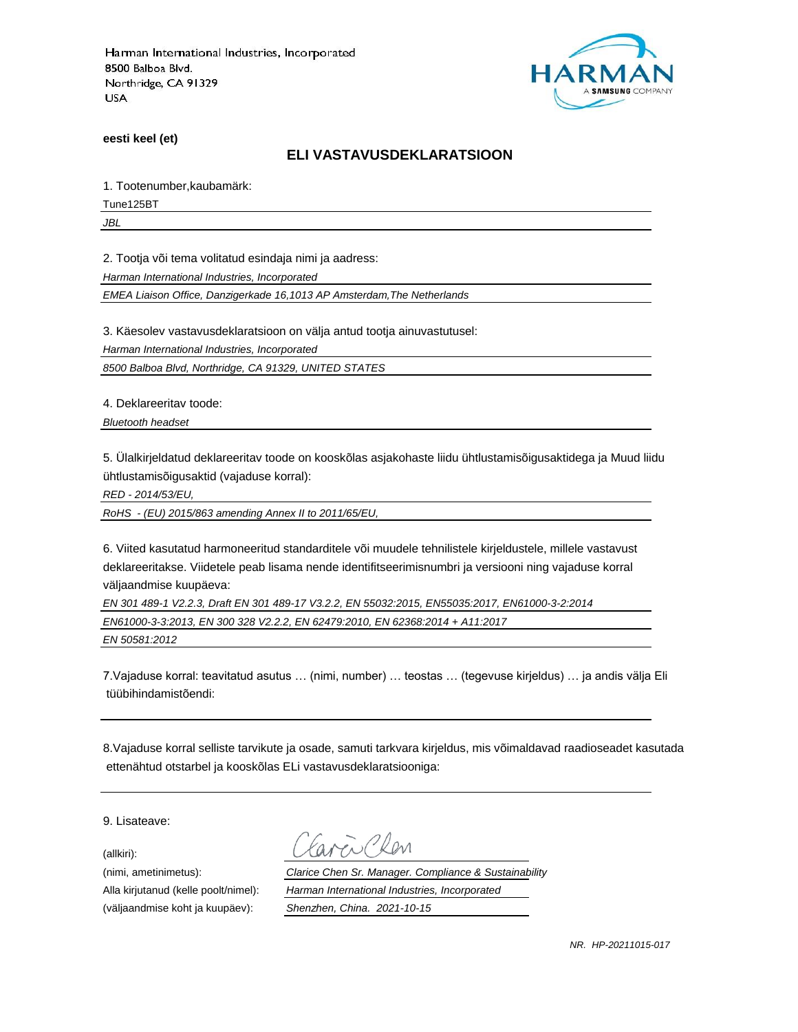Harman International Industries, Incorporated
8500 Balboa Blvd.
Northridge, CA 91329
USA

HARMAN
A SAMSUNG COMPANY

**eesti keel (et)**

## ELI VASTAVUSDEKLARATSIOON

1. Tootenumber,kaubamärk:

Tune125BT

*JBL*

2. Tootja või tema volitatud esindaja nimi ja aadress:

*Harman International Industries, Incorporated*

*EMEA Liaison Office, Danzigerkade 16,1013 AP Amsterdam,The Netherlands*

3. Käesolev vastavusdeklaratsioon on välja antud tootja ainuvastutusel:

*Harman International Industries, Incorporated*

*8500 Balboa Blvd, Northridge, CA 91329, UNITED STATES*

4. Deklareeritav toode:

*Bluetooth headset*

5. Ülalkirjeldatud deklareeritav toode on kooskõlas asjakohaste liidu ühtlustamisõigusaktidega ja Muud liidu ühtlustamisõigusaktid (vajaduse korral):

*RED - 2014/53/EU,*

*RoHS - (EU) 2015/863 amending Annex II to 2011/65/EU,*

6. Viited kasutatud harmoneeritud standarditele või muudele tehnilistele kirjeldustele, millele vastavust deklareeritakse. Viidetele peab lisama nende identifitseerimisnumbri ja versiooni ning vajaduse korral väljaandmise kuupäeva:

*EN 301 489-1 V2.2.3, Draft EN 301 489-17 V3.2.2, EN 55032:2015, EN55035:2017, EN61000-3-2:2014*

*EN61000-3-3:2013, EN 300 328 V2.2.2, EN 62479:2010, EN 62368:2014 + A11:2017*

*EN 50581:2012*

7.Vajaduse korral: teavitatud asutus … (nimi, number) … teostas … (tegevuse kirjeldus) … ja andis välja Eli tüübihindamistõendi:

8.Vajaduse korral selliste tarvikute ja osade, samuti tarkvara kirjeldus, mis võimaldavad raadioseadet kasutada ettenähtud otstarbel ja kooskõlas ELi vastavusdeklaratsiooniga:

9. Lisateave:

(allkiri): Clarice Chen

(nimi, ametinimetus): *Clarice Chen Sr. Manager. Compliance & Sustainability*

Alla kirjutanud (kelle poolt/nimel): *Harman International Industries, Incorporated*

(väljaandmise koht ja kuupäev): *Shenzhen, China. 2021-10-15*

*NR. HP-20211015-017*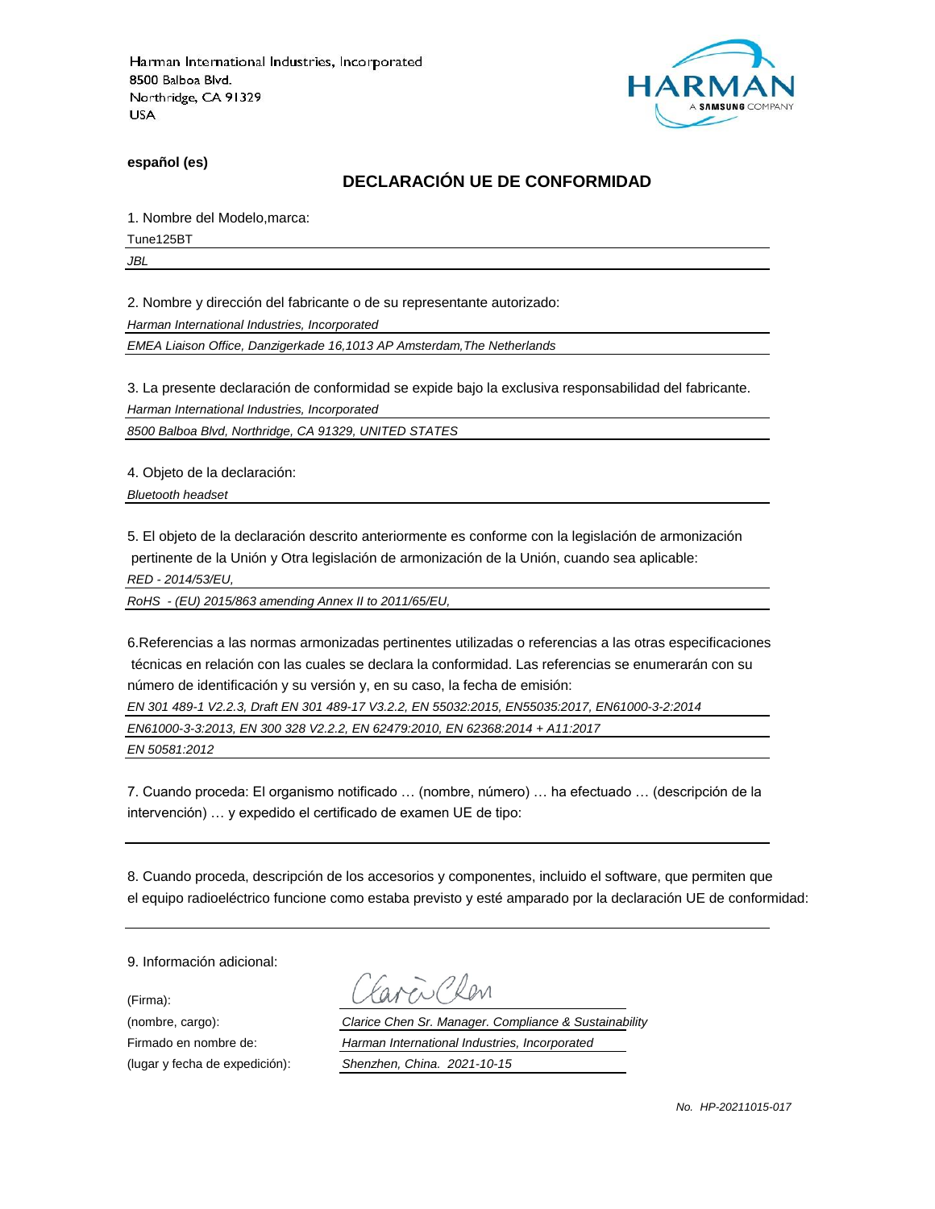Harman International Industries, Incorporated
8500 Balboa Blvd.
Northridge, CA 91329
USA

**español (es)**

## DECLARACIÓN UE DE CONFORMIDAD

1. Nombre del Modelo,marca:

Tune125BT

*JBL*

2. Nombre y dirección del fabricante o de su representante autorizado:

*Harman International Industries, Incorporated*

*EMEA Liaison Office, Danzigerkade 16,1013 AP Amsterdam,The Netherlands*

3. La presente declaración de conformidad se expide bajo la exclusiva responsabilidad del fabricante.

*Harman International Industries, Incorporated*

*8500 Balboa Blvd, Northridge, CA 91329, UNITED STATES*

4. Objeto de la declaración:

*Bluetooth headset*

5. El objeto de la declaración descrito anteriormente es conforme con la legislación de armonización pertinente de la Unión y Otra legislación de armonización de la Unión, cuando sea aplicable:

*RED - 2014/53/EU,*

*RoHS - (EU) 2015/863 amending Annex II to 2011/65/EU,*

6.Referencias a las normas armonizadas pertinentes utilizadas o referencias a las otras especificaciones técnicas en relación con las cuales se declara la conformidad. Las referencias se enumerarán con su número de identificación y su versión y, en su caso, la fecha de emisión:

*EN 301 489-1 V2.2.3, Draft EN 301 489-17 V3.2.2, EN 55032:2015, EN55035:2017, EN61000-3-2:2014*

*EN61000-3-3:2013, EN 300 328 V2.2.2, EN 62479:2010, EN 62368:2014 + A11:2017*

*EN 50581:2012*

7. Cuando proceda: El organismo notificado … (nombre, número) … ha efectuado … (descripción de la intervención) … y expedido el certificado de examen UE de tipo:

8. Cuando proceda, descripción de los accesorios y componentes, incluido el software, que permiten que el equipo radioeléctrico funcione como estaba previsto y esté amparado por la declaración UE de conformidad:

9. Información adicional:

(Firma):

(nombre, cargo): *Clarice Chen Sr. Manager. Compliance & Sustainability*

Firmado en nombre de: *Harman International Industries, Incorporated*

(lugar y fecha de expedición): *Shenzhen, China. 2021-10-15*

*No. HP-20211015-017*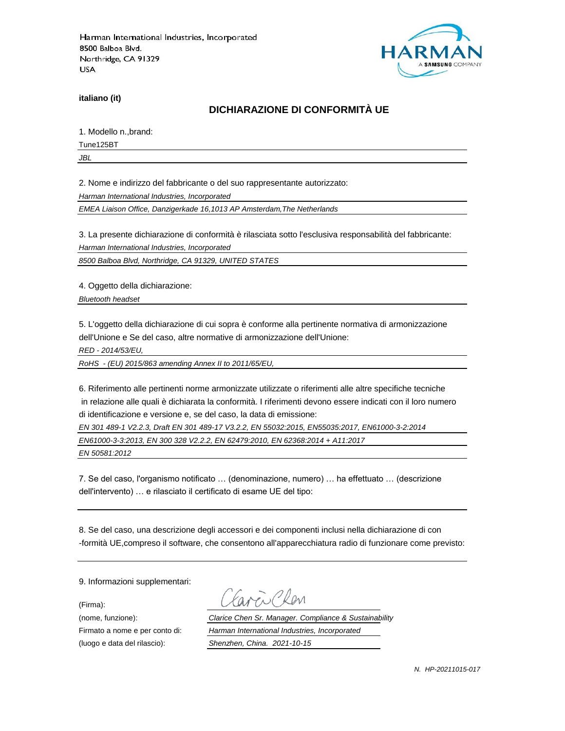Harman International Industries, Incorporated
8500 Balboa Blvd.
Northridge, CA 91329
USA

HARMAN
A SAMSUNG COMPANY

**italiano (it)**

## DICHIARAZIONE DI CONFORMITÀ UE

1. Modello n.,brand:

Tune125BT

*JBL*

2. Nome e indirizzo del fabbricante o del suo rappresentante autorizzato:

*Harman International Industries, Incorporated*

*EMEA Liaison Office, Danzigerkade 16,1013 AP Amsterdam,The Netherlands*

3. La presente dichiarazione di conformità è rilasciata sotto l'esclusiva responsabilità del fabbricante:

*Harman International Industries, Incorporated*

*8500 Balboa Blvd, Northridge, CA 91329, UNITED STATES*

4. Oggetto della dichiarazione:

*Bluetooth headset*

5. L'oggetto della dichiarazione di cui sopra è conforme alla pertinente normativa di armonizzazione dell'Unione e Se del caso, altre normative di armonizzazione dell'Unione:

*RED - 2014/53/EU,*

*RoHS - (EU) 2015/863 amending Annex II to 2011/65/EU,*

6. Riferimento alle pertinenti norme armonizzate utilizzate o riferimenti alle altre specifiche tecniche in relazione alle quali è dichiarata la conformità. I riferimenti devono essere indicati con il loro numero di identificazione e versione e, se del caso, la data di emissione:

*EN 301 489-1 V2.2.3, Draft EN 301 489-17 V3.2.2, EN 55032:2015, EN55035:2017, EN61000-3-2:2014*

*EN61000-3-3:2013, EN 300 328 V2.2.2, EN 62479:2010, EN 62368:2014 + A11:2017*

*EN 50581:2012*

7. Se del caso, l'organismo notificato … (denominazione, numero) … ha effettuato … (descrizione dell'intervento) … e rilasciato il certificato di esame UE del tipo:

8. Se del caso, una descrizione degli accessori e dei componenti inclusi nella dichiarazione di con -formità UE,compreso il software, che consentono all'apparecchiatura radio di funzionare come previsto:

9. Informazioni supplementari:

(Firma):

(nome, funzione): *Clarice Chen Sr. Manager. Compliance & Sustainability*

Firmato a nome e per conto di: *Harman International Industries, Incorporated*

(luogo e data del rilascio): *Shenzhen, China. 2021-10-15*

*N. HP-20211015-017*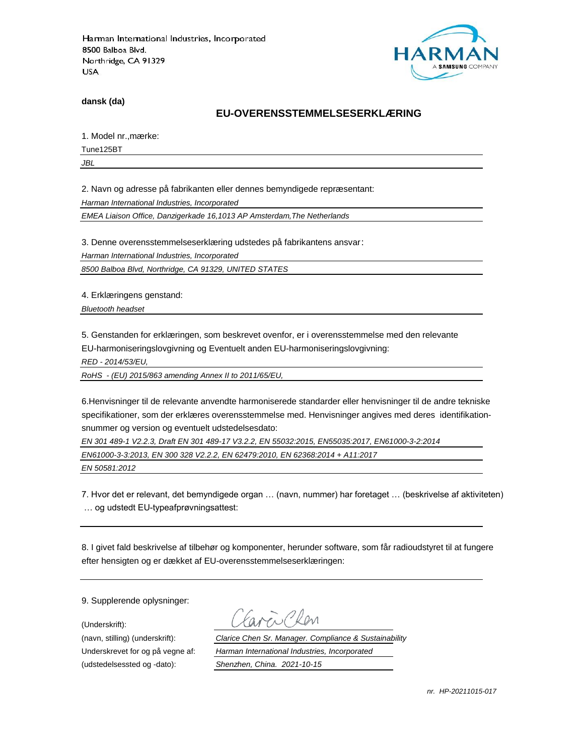Harman International Industries, Incorporated
8500 Balboa Blvd.
Northridge, CA 91329
USA

**dansk (da)**

## EU-OVERENSSTEMMELSESERKLÆRING

1. Model nr.,mærke:

Tune125BT

*JBL*

2. Navn og adresse på fabrikanten eller dennes bemyndigede repræsentant:

*Harman International Industries, Incorporated*

*EMEA Liaison Office, Danzigerkade 16,1013 AP Amsterdam,The Netherlands*

3. Denne overensstemmelseserklæring udstedes på fabrikantens ansvar:

*Harman International Industries, Incorporated*

*8500 Balboa Blvd, Northridge, CA 91329, UNITED STATES*

4. Erklæringens genstand:

*Bluetooth headset*

5. Genstanden for erklæringen, som beskrevet ovenfor, er i overensstemmelse med den relevante EU-harmoniseringslovgivning og Eventuelt anden EU-harmoniseringslovgivning:

*RED - 2014/53/EU,*

*RoHS - (EU) 2015/863 amending Annex II to 2011/65/EU,*

6.Henvisninger til de relevante anvendte harmoniserede standarder eller henvisninger til de andre tekniske specifikationer, som der erklæres overensstemmelse med. Henvisninger angives med deres identifikation-snummer og version og eventuelt udstedelsesdato:

*EN 301 489-1 V2.2.3, Draft EN 301 489-17 V3.2.2, EN 55032:2015, EN55035:2017, EN61000-3-2:2014*

*EN61000-3-3:2013, EN 300 328 V2.2.2, EN 62479:2010, EN 62368:2014 + A11:2017*

*EN 50581:2012*

7. Hvor det er relevant, det bemyndigede organ … (navn, nummer) har foretaget … (beskrivelse af aktiviteten) … og udstedt EU-typeafprøvningsattest:

8. I givet fald beskrivelse af tilbehør og komponenter, herunder software, som får radioudstyret til at fungere efter hensigten og er dækket af EU-overensstemmelseserklæringen:

9. Supplerende oplysninger:

(Underskrift):

(navn, stilling) (underskrift): *Clarice Chen Sr. Manager. Compliance & Sustainability*

Underskrevet for og på vegne af: *Harman International Industries, Incorporated*

(udstedelsessted og -dato): *Shenzhen, China. 2021-10-15*

*nr. HP-20211015-017*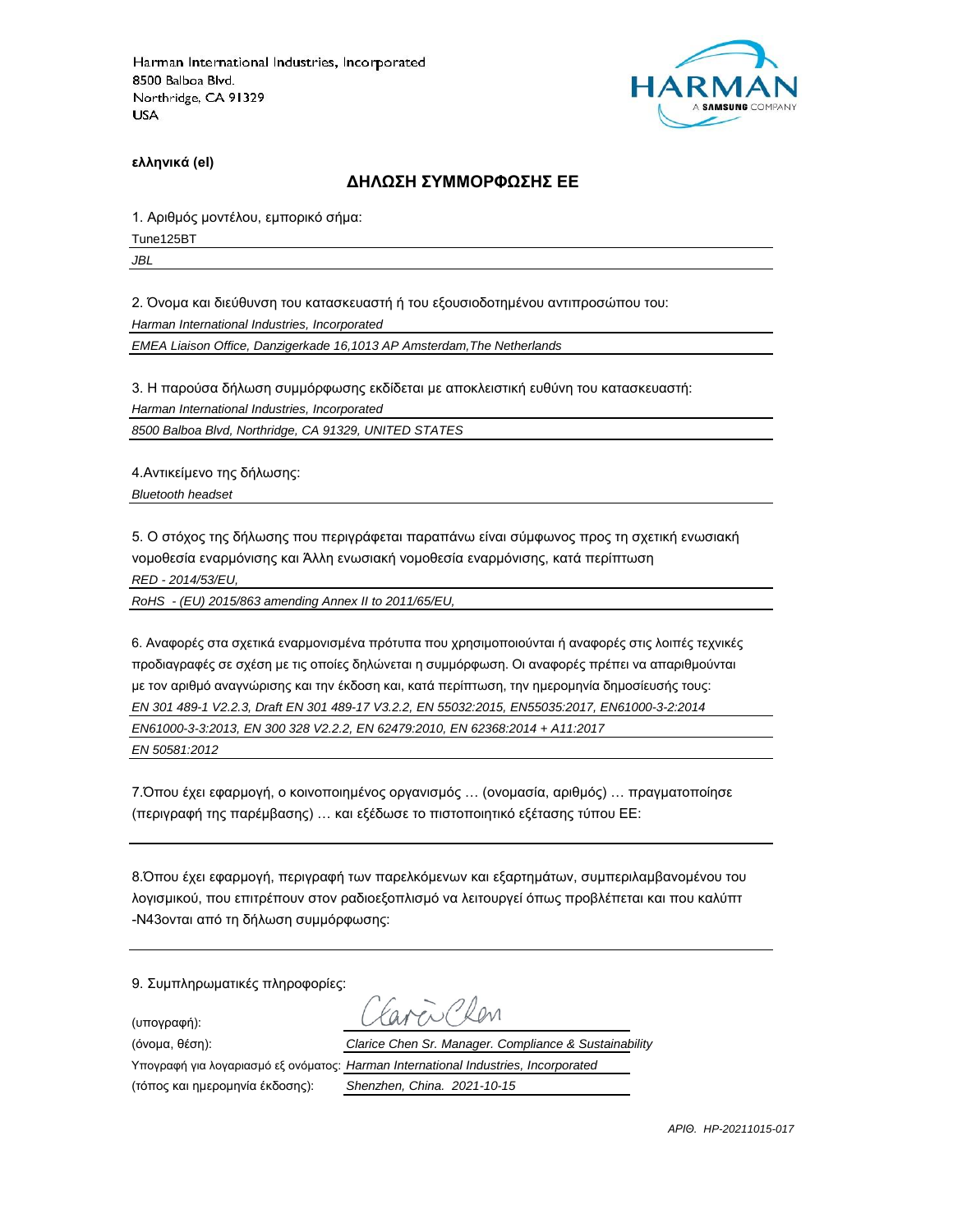Harman International Industries, Incorporated
8500 Balboa Blvd.
Northridge, CA 91329
USA

**ελληνικά (el)**

## ΔΗΛΩΣΗ ΣΥΜΜΟΡΦΩΣΗΣ ΕΕ

1. Αριθμός μοντέλου, εμπορικό σήμα:

Tune125BT

*JBL*

2. Όνομα και διεύθυνση του κατασκευαστή ή του εξουσιοδοτημένου αντιπροσώπου του:

*Harman International Industries, Incorporated*

*EMEA Liaison Office, Danzigerkade 16,1013 AP Amsterdam,The Netherlands*

3. Η παρούσα δήλωση συμμόρφωσης εκδίδεται με αποκλειστική ευθύνη του κατασκευαστή:

*Harman International Industries, Incorporated*

*8500 Balboa Blvd, Northridge, CA 91329, UNITED STATES*

4.Αντικείμενο της δήλωσης:

*Bluetooth headset*

5. Ο στόχος της δήλωσης που περιγράφεται παραπάνω είναι σύμφωνος προς τη σχετική ενωσιακή νομοθεσία εναρμόνισης και Άλλη ενωσιακή νομοθεσία εναρμόνισης, κατά περίπτωση

*RED - 2014/53/EU,*

*RoHS - (EU) 2015/863 amending Annex II to 2011/65/EU,*

6. Αναφορές στα σχετικά εναρμονισμένα πρότυπα που χρησιμοποιούνται ή αναφορές στις λοιπές τεχνικές προδιαγραφές σε σχέση με τις οποίες δηλώνεται η συμμόρφωση. Οι αναφορές πρέπει να απαριθμούνται με τον αριθμό αναγνώρισης και την έκδοση και, κατά περίπτωση, την ημερομηνία δημοσίευσής τους:

*EN 301 489-1 V2.2.3, Draft EN 301 489-17 V3.2.2, EN 55032:2015, EN55035:2017, EN61000-3-2:2014*

*EN61000-3-3:2013, EN 300 328 V2.2.2, EN 62479:2010, EN 62368:2014 + A11:2017*

*EN 50581:2012*

7.Όπου έχει εφαρμογή, ο κοινοποιημένος οργανισμός … (ονομασία, αριθμός) … πραγματοποίησε (περιγραφή της παρέμβασης) … και εξέδωσε το πιστοποιητικό εξέτασης τύπου ΕΕ:

8.Όπου έχει εφαρμογή, περιγραφή των παρελκόμενων και εξαρτημάτων, συμπεριλαμβανομένου του λογισμικού, που επιτρέπουν στον ραδιοεξοπλισμό να λειτουργεί όπως προβλέπεται και που καλύπτ -N43ονται από τη δήλωση συμμόρφωσης:

9. Συμπληρωματικές πληροφορίες:

(υπογραφή): Clarice Chen

(όνομα, θέση): *Clarice Chen Sr. Manager. Compliance & Sustainability*

Υπογραφή για λογαριασμό εξ ονόματος: *Harman International Industries, Incorporated*

(τόπος και ημερομηνία έκδοσης): *Shenzhen, China. 2021-10-15*

*ΑΡΙΘ. HP-20211015-017*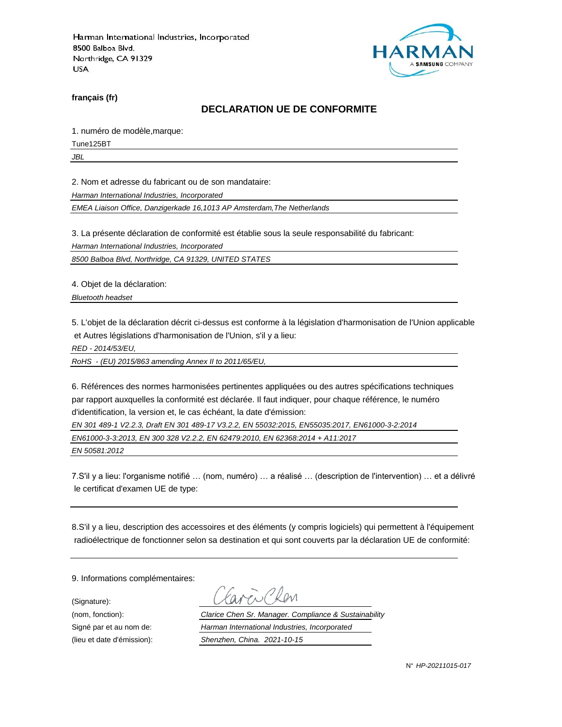Harman International Industries, Incorporated
8500 Balboa Blvd.
Northridge, CA 91329
USA

**français (fr)**

## DECLARATION UE DE CONFORMITE

1. numéro de modèle,marque:

Tune125BT

*JBL*

2. Nom et adresse du fabricant ou de son mandataire:

*Harman International Industries, Incorporated*

*EMEA Liaison Office, Danzigerkade 16,1013 AP Amsterdam,The Netherlands*

3. La présente déclaration de conformité est établie sous la seule responsabilité du fabricant:

*Harman International Industries, Incorporated*

*8500 Balboa Blvd, Northridge, CA 91329, UNITED STATES*

4. Objet de la déclaration:

*Bluetooth headset*

5. L'objet de la déclaration décrit ci-dessus est conforme à la législation d'harmonisation de l'Union applicable et Autres législations d'harmonisation de l'Union, s'il y a lieu:

*RED - 2014/53/EU,*

*RoHS - (EU) 2015/863 amending Annex II to 2011/65/EU,*

6. Références des normes harmonisées pertinentes appliquées ou des autres spécifications techniques par rapport auxquelles la conformité est déclarée. Il faut indiquer, pour chaque référence, le numéro d'identification, la version et, le cas échéant, la date d'émission:

*EN 301 489-1 V2.2.3, Draft EN 301 489-17 V3.2.2, EN 55032:2015, EN55035:2017, EN61000-3-2:2014*

*EN61000-3-3:2013, EN 300 328 V2.2.2, EN 62479:2010, EN 62368:2014 + A11:2017*

*EN 50581:2012*

7.S'il y a lieu: l'organisme notifié … (nom, numéro) … a réalisé … (description de l'intervention) … et a délivré le certificat d'examen UE de type:

8.S'il y a lieu, description des accessoires et des éléments (y compris logiciels) qui permettent à l'équipement radioélectrique de fonctionner selon sa destination et qui sont couverts par la déclaration UE de conformité:

9. Informations complémentaires:

| | |
|---|---|
| (Signature): | Clarice Chen |
| (nom, fonction): | *Clarice Chen Sr. Manager. Compliance & Sustainability* |
| Signé par et au nom de: | *Harman International Industries, Incorporated* |
| (lieu et date d'émission): | *Shenzhen, China. 2021-10-15* |

N° *HP-20211015-017*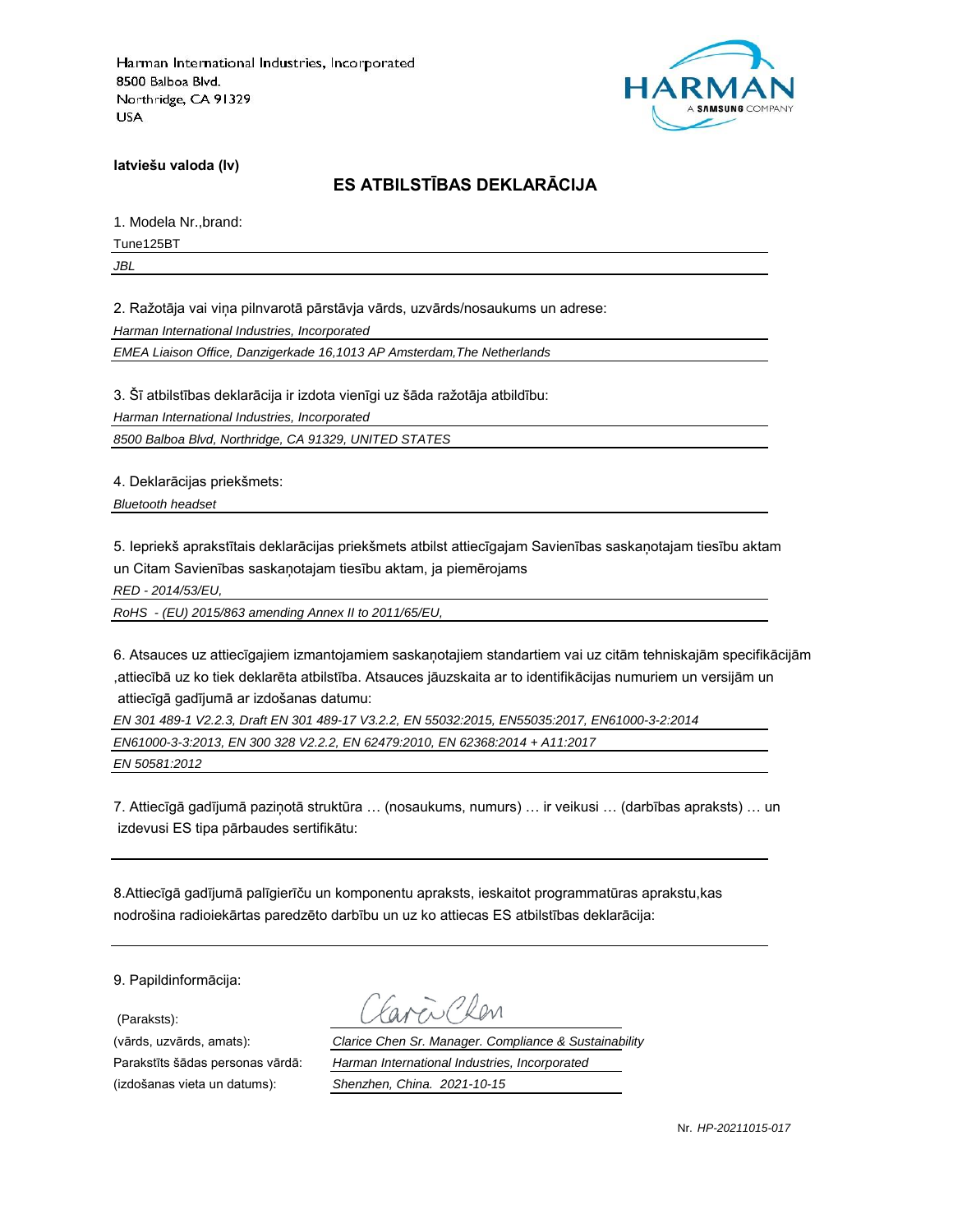Harman International Industries, Incorporated
8500 Balboa Blvd.
Northridge, CA 91329
USA

**latviešu valoda (lv)**

## ES ATBILSTĪBAS DEKLARĀCIJA

1. Modela Nr.,brand:

Tune125BT

*JBL*

2. Ražotāja vai viņa pilnvarotā pārstāvja vārds, uzvārds/nosaukums un adrese:

*Harman International Industries, Incorporated*

*EMEA Liaison Office, Danzigerkade 16,1013 AP Amsterdam,The Netherlands*

3. Šī atbilstības deklarācija ir izdota vienīgi uz šāda ražotāja atbildību:

*Harman International Industries, Incorporated*

*8500 Balboa Blvd, Northridge, CA 91329, UNITED STATES*

4. Deklarācijas priekšmets:

*Bluetooth headset*

5. Iepriekš aprakstītais deklarācijas priekšmets atbilst attiecīgajam Savienības saskaņotajam tiesību aktam un Citam Savienības saskaņotajam tiesību aktam, ja piemērojams

*RED - 2014/53/EU,*

*RoHS - (EU) 2015/863 amending Annex II to 2011/65/EU,*

6. Atsauces uz attiecīgajiem izmantojamiem saskaņotajiem standartiem vai uz citām tehniskajām specifikācijām ,attiecībā uz ko tiek deklarēta atbilstība. Atsauces jāuzskaita ar to identifikācijas numuriem un versijām un attiecīgā gadījumā ar izdošanas datumu:

*EN 301 489-1 V2.2.3, Draft EN 301 489-17 V3.2.2, EN 55032:2015, EN55035:2017, EN61000-3-2:2014*

*EN61000-3-3:2013, EN 300 328 V2.2.2, EN 62479:2010, EN 62368:2014 + A11:2017*

*EN 50581:2012*

7. Attiecīgā gadījumā paziņotā struktūra … (nosaukums, numurs) … ir veikusi … (darbības apraksts) … un izdevusi ES tipa pārbaudes sertifikātu:

8.Attiecīgā gadījumā palīgierīču un komponentu apraksts, ieskaitot programmatūras aprakstu,kas nodrošina radioiekārtas paredzēto darbību un uz ko attiecas ES atbilstības deklarācija:

9. Papildinformācija:

(Paraksts):

(vārds, uzvārds, amats): *Clarice Chen Sr. Manager. Compliance & Sustainability*

Parakstīts šādas personas vārdā: *Harman International Industries, Incorporated*

(izdošanas vieta un datums): *Shenzhen, China. 2021-10-15*

Nr. *HP-20211015-017*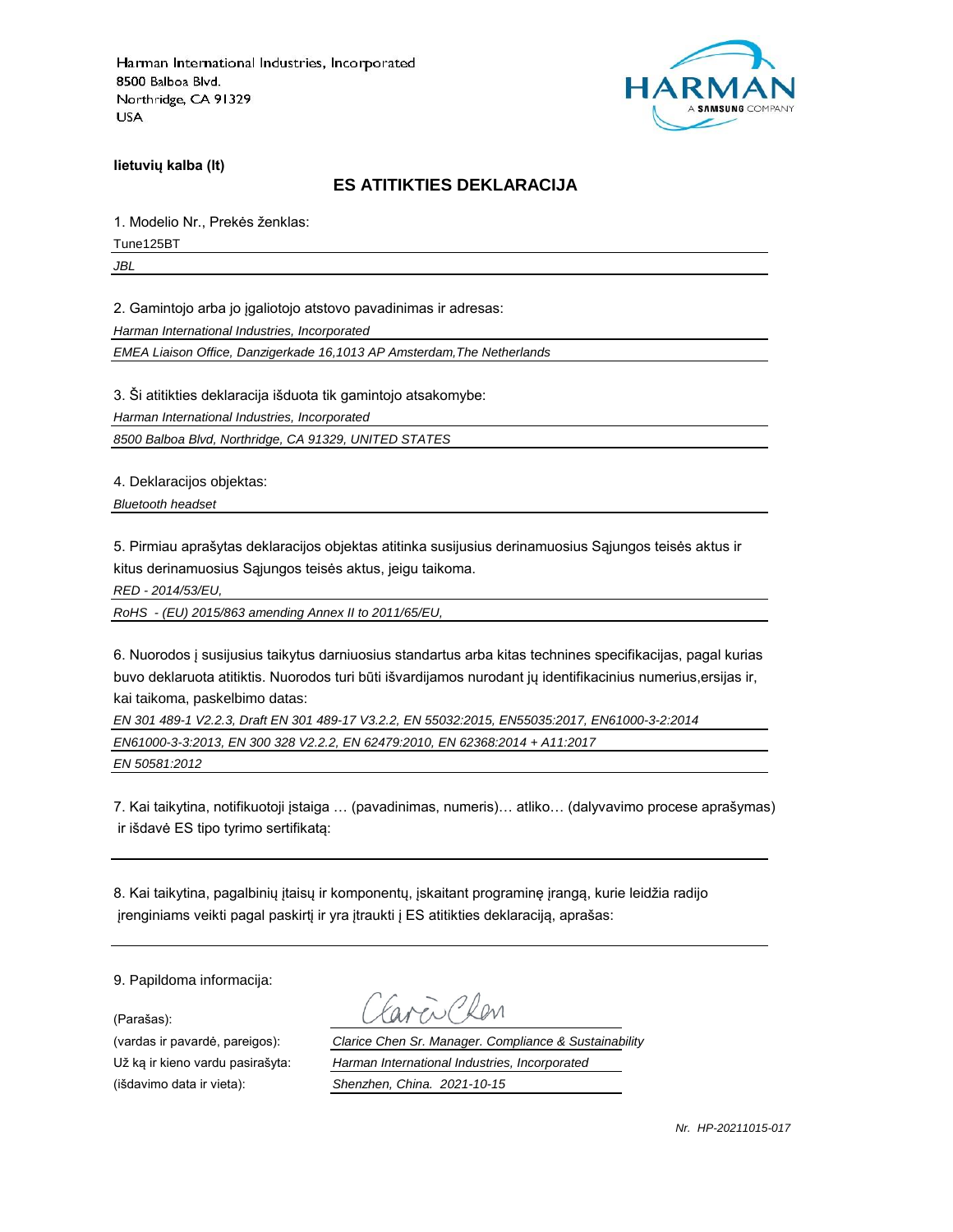Harman International Industries, Incorporated
8500 Balboa Blvd.
Northridge, CA 91329
USA

**lietuvių kalba (lt)**

## ES ATITIKTIES DEKLARACIJA

1. Modelio Nr., Prekės ženklas:

Tune125BT

*JBL*

2. Gamintojo arba jo įgaliotojo atstovo pavadinimas ir adresas:

*Harman International Industries, Incorporated*

*EMEA Liaison Office, Danzigerkade 16,1013 AP Amsterdam,The Netherlands*

3. Ši atitikties deklaracija išduota tik gamintojo atsakomybe:

*Harman International Industries, Incorporated*

*8500 Balboa Blvd, Northridge, CA 91329, UNITED STATES*

4. Deklaracijos objektas:

*Bluetooth headset*

5. Pirmiau aprašytas deklaracijos objektas atitinka susijusius derinamuosius Sąjungos teisės aktus ir kitus derinamuosius Sąjungos teisės aktus, jeigu taikoma.

*RED - 2014/53/EU,*

*RoHS - (EU) 2015/863 amending Annex II to 2011/65/EU,*

6. Nuorodos į susijusius taikytus darniuosius standartus arba kitas technines specifikacijas, pagal kurias buvo deklaruota atitiktis. Nuorodos turi būti išvardijamos nurodant jų identifikacinius numerius,ersijas ir, kai taikoma, paskelbimo datas:

*EN 301 489-1 V2.2.3, Draft EN 301 489-17 V3.2.2, EN 55032:2015, EN55035:2017, EN61000-3-2:2014*

*EN61000-3-3:2013, EN 300 328 V2.2.2, EN 62479:2010, EN 62368:2014 + A11:2017*

*EN 50581:2012*

7. Kai taikytina, notifikuotoji įstaiga … (pavadinimas, numeris)… atliko… (dalyvavimo procese aprašymas) ir išdavė ES tipo tyrimo sertifikatą:

8. Kai taikytina, pagalbinių įtaisų ir komponentų, įskaitant programinę įrangą, kurie leidžia radijo įrenginiams veikti pagal paskirtį ir yra įtraukti į ES atitikties deklaraciją, aprašas:

9. Papildoma informacija:

(Parašas): Clarice Chen

(vardas ir pavardė, pareigos): *Clarice Chen Sr. Manager. Compliance & Sustainability*

Už ką ir kieno vardu pasirašyta: *Harman International Industries, Incorporated*

(išdavimo data ir vieta): *Shenzhen, China. 2021-10-15*

*Nr. HP-20211015-017*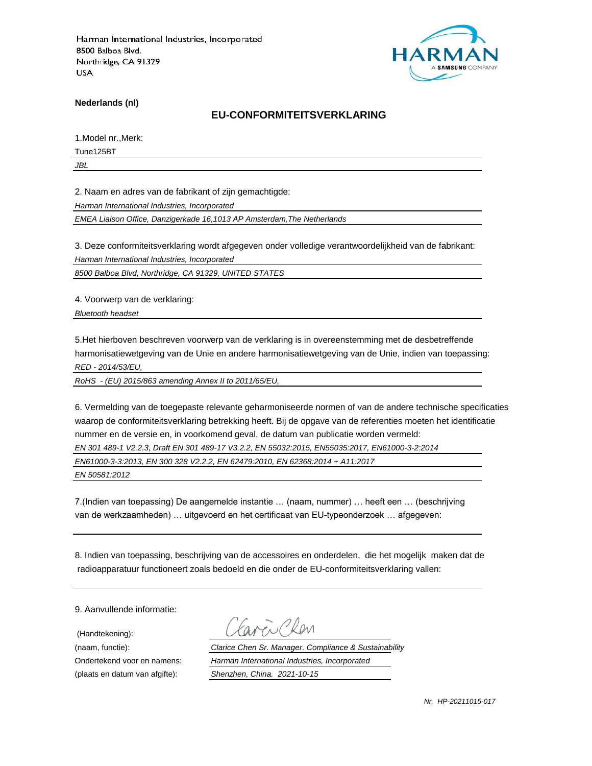Harman International Industries, Incorporated
8500 Balboa Blvd.
Northridge, CA 91329
USA

**Nederlands (nl)**

## EU-CONFORMITEITSVERKLARING

1.Model nr.,Merk:

Tune125BT

*JBL*

2. Naam en adres van de fabrikant of zijn gemachtigde:

*Harman International Industries, Incorporated*

*EMEA Liaison Office, Danzigerkade 16,1013 AP Amsterdam,The Netherlands*

3. Deze conformiteitsverklaring wordt afgegeven onder volledige verantwoordelijkheid van de fabrikant:

*Harman International Industries, Incorporated*

*8500 Balboa Blvd, Northridge, CA 91329, UNITED STATES*

4. Voorwerp van de verklaring:

*Bluetooth headset*

5.Het hierboven beschreven voorwerp van de verklaring is in overeenstemming met de desbetreffende harmonisatiewetgeving van de Unie en andere harmonisatiewetgeving van de Unie, indien van toepassing:

*RED - 2014/53/EU,*

*RoHS - (EU) 2015/863 amending Annex II to 2011/65/EU,*

6. Vermelding van de toegepaste relevante geharmoniseerde normen of van de andere technische specificaties waarop de conformiteitsverklaring betrekking heeft. Bij de opgave van de referenties moeten het identificatie nummer en de versie en, in voorkomend geval, de datum van publicatie worden vermeld:

*EN 301 489-1 V2.2.3, Draft EN 301 489-17 V3.2.2, EN 55032:2015, EN55035:2017, EN61000-3-2:2014*

*EN61000-3-3:2013, EN 300 328 V2.2.2, EN 62479:2010, EN 62368:2014 + A11:2017*

*EN 50581:2012*

7.(Indien van toepassing) De aangemelde instantie … (naam, nummer) … heeft een … (beschrijving van de werkzaamheden) … uitgevoerd en het certificaat van EU-typeonderzoek … afgegeven:

8. Indien van toepassing, beschrijving van de accessoires en onderdelen, die het mogelijk maken dat de radioapparatuur functioneert zoals bedoeld en die onder de EU-conformiteitsverklaring vallen:

9. Aanvullende informatie:

(Handtekening): Clarice Chen

(naam, functie): *Clarice Chen Sr. Manager. Compliance & Sustainability*

Ondertekend voor en namens: *Harman International Industries, Incorporated*

(plaats en datum van afgifte): *Shenzhen, China. 2021-10-15*

*Nr. HP-20211015-017*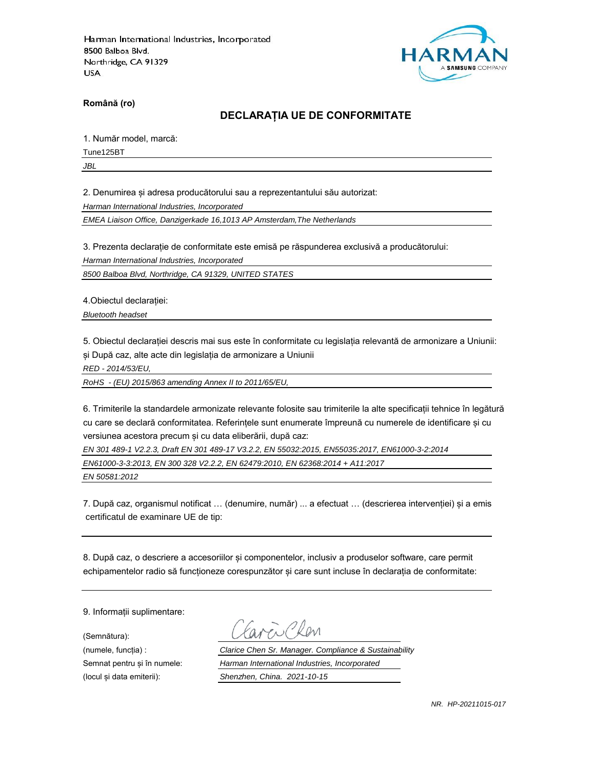Harman International Industries, Incorporated
8500 Balboa Blvd.
Northridge, CA 91329
USA

**Română (ro)**

## DECLARAȚIA UE DE CONFORMITATE

1. Număr model, marcă:

Tune125BT

*JBL*

2. Denumirea și adresa producătorului sau a reprezentantului său autorizat:

*Harman International Industries, Incorporated*

*EMEA Liaison Office, Danzigerkade 16,1013 AP Amsterdam,The Netherlands*

3. Prezenta declarație de conformitate este emisă pe răspunderea exclusivă a producătorului:

*Harman International Industries, Incorporated*

*8500 Balboa Blvd, Northridge, CA 91329, UNITED STATES*

4.Obiectul declarației:

*Bluetooth headset*

5. Obiectul declarației descris mai sus este în conformitate cu legislația relevantă de armonizare a Uniunii: și După caz, alte acte din legislația de armonizare a Uniunii

*RED - 2014/53/EU,*

*RoHS - (EU) 2015/863 amending Annex II to 2011/65/EU,*

6. Trimiterile la standardele armonizate relevante folosite sau trimiterile la alte specificații tehnice în legătură cu care se declară conformitatea. Referințele sunt enumerate împreună cu numerele de identificare și cu versiunea acestora precum și cu data eliberării, după caz:

*EN 301 489-1 V2.2.3, Draft EN 301 489-17 V3.2.2, EN 55032:2015, EN55035:2017, EN61000-3-2:2014*

*EN61000-3-3:2013, EN 300 328 V2.2.2, EN 62479:2010, EN 62368:2014 + A11:2017*

*EN 50581:2012*

7. După caz, organismul notificat … (denumire, număr) ... a efectuat … (descrierea intervenției) și a emis certificatul de examinare UE de tip:

8. După caz, o descriere a accesoriilor și componentelor, inclusiv a produselor software, care permit echipamentelor radio să funcționeze corespunzător și care sunt incluse în declarația de conformitate:

9. Informații suplimentare:

(Semnătura):

(numele, funcția) : *Clarice Chen Sr. Manager. Compliance & Sustainability*

Semnat pentru și în numele: *Harman International Industries, Incorporated*

(locul și data emiterii): *Shenzhen, China. 2021-10-15*

*NR. HP-20211015-017*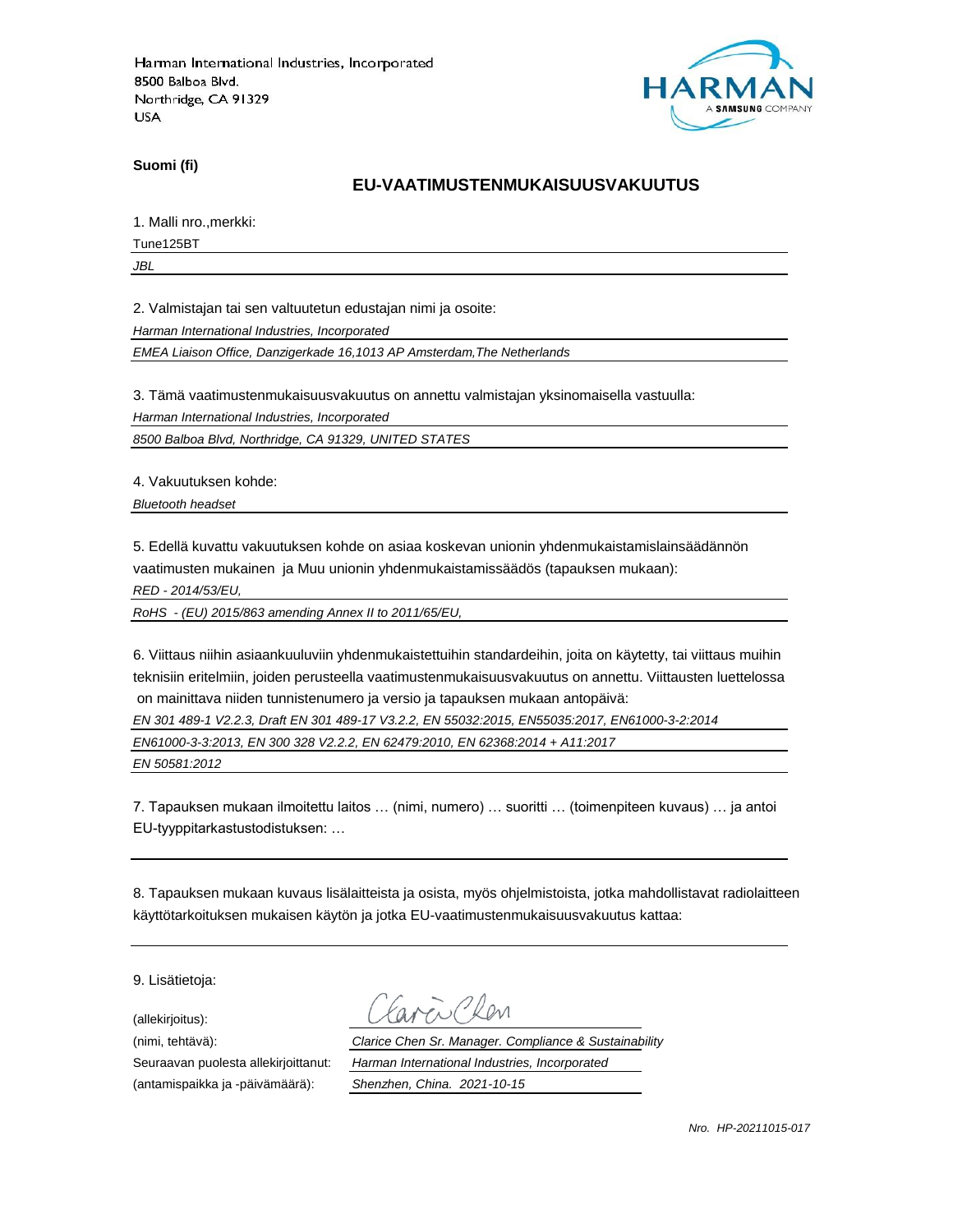Harman International Industries, Incorporated
8500 Balboa Blvd.
Northridge, CA 91329
USA

**Suomi (fi)**

## EU-VAATIMUSTENMUKAISUUSVAKUUTUS

1. Malli nro.,merkki:

Tune125BT

*JBL*

2. Valmistajan tai sen valtuutetun edustajan nimi ja osoite:

*Harman International Industries, Incorporated*

*EMEA Liaison Office, Danzigerkade 16,1013 AP Amsterdam,The Netherlands*

3. Tämä vaatimustenmukaisuusvakuutus on annettu valmistajan yksinomaisella vastuulla:

*Harman International Industries, Incorporated*

*8500 Balboa Blvd, Northridge, CA 91329, UNITED STATES*

4. Vakuutuksen kohde:

*Bluetooth headset*

5. Edellä kuvattu vakuutuksen kohde on asiaa koskevan unionin yhdenmukaistamislainsäädännön vaatimusten mukainen ja Muu unionin yhdenmukaistamissäädös (tapauksen mukaan):

*RED - 2014/53/EU,*

*RoHS - (EU) 2015/863 amending Annex II to 2011/65/EU,*

6. Viittaus niihin asiaankuuluviin yhdenmukaistettuihin standardeihin, joita on käytetty, tai viittaus muihin teknisiin eritelmiin, joiden perusteella vaatimustenmukaisuusvakuutus on annettu. Viittausten luettelossa on mainittava niiden tunnistenumero ja versio ja tapauksen mukaan antopäivä:

*EN 301 489-1 V2.2.3, Draft EN 301 489-17 V3.2.2, EN 55032:2015, EN55035:2017, EN61000-3-2:2014*

*EN61000-3-3:2013, EN 300 328 V2.2.2, EN 62479:2010, EN 62368:2014 + A11:2017*

*EN 50581:2012*

7. Tapauksen mukaan ilmoitettu laitos … (nimi, numero) … suoritti … (toimenpiteen kuvaus) … ja antoi EU-tyyppitarkastustodistuksen: …

8. Tapauksen mukaan kuvaus lisälaitteista ja osista, myös ohjelmistoista, jotka mahdollistavat radiolaitteen käyttötarkoituksen mukaisen käytön ja jotka EU-vaatimustenmukaisuusvakuutus kattaa:

9. Lisätietoja:

(allekirjoitus):

(nimi, tehtävä): *Clarice Chen Sr. Manager. Compliance & Sustainability*

Seuraavan puolesta allekirjoittanut: *Harman International Industries, Incorporated*

(antamispaikka ja -päivämäärä): *Shenzhen, China. 2021-10-15*

*Nro. HP-20211015-017*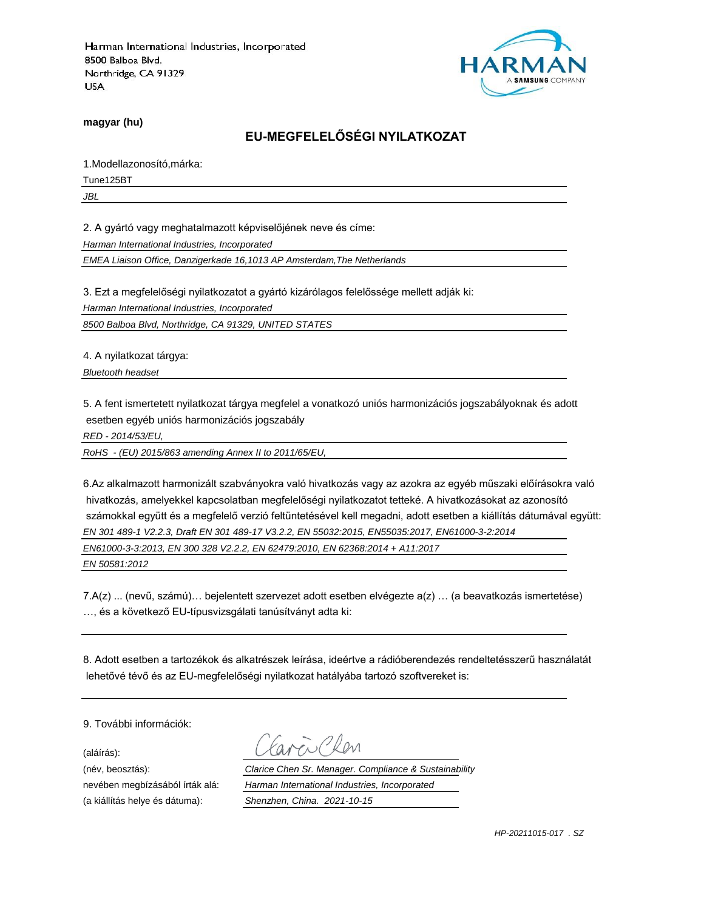Harman International Industries, Incorporated
8500 Balboa Blvd.
Northridge, CA 91329
USA

**magyar (hu)**

## EU-MEGFELELŐSÉGI NYILATKOZAT

1.Modellazonosító,márka:

Tune125BT

*JBL*

2. A gyártó vagy meghatalmazott képviselőjének neve és címe:

*Harman International Industries, Incorporated*

*EMEA Liaison Office, Danzigerkade 16,1013 AP Amsterdam,The Netherlands*

3. Ezt a megfelelőségi nyilatkozatot a gyártó kizárólagos felelőssége mellett adják ki:

*Harman International Industries, Incorporated*

*8500 Balboa Blvd, Northridge, CA 91329, UNITED STATES*

4. A nyilatkozat tárgya:

*Bluetooth headset*

5. A fent ismertetett nyilatkozat tárgya megfelel a vonatkozó uniós harmonizációs jogszabályoknak és adott esetben egyéb uniós harmonizációs jogszabály

*RED - 2014/53/EU,*

*RoHS - (EU) 2015/863 amending Annex II to 2011/65/EU,*

6.Az alkalmazott harmonizált szabványokra való hivatkozás vagy az azokra az egyéb műszaki előírásokra való hivatkozás, amelyekkel kapcsolatban megfelelőségi nyilatkozatot tetteké. A hivatkozásokat az azonosító számokkal együtt és a megfelelő verzió feltüntetésével kell megadni, adott esetben a kiállítás dátumával együtt:

*EN 301 489-1 V2.2.3, Draft EN 301 489-17 V3.2.2, EN 55032:2015, EN55035:2017, EN61000-3-2:2014*

*EN61000-3-3:2013, EN 300 328 V2.2.2, EN 62479:2010, EN 62368:2014 + A11:2017*

*EN 50581:2012*

7.A(z) ... (nevű, számú)… bejelentett szervezet adott esetben elvégezte a(z) … (a beavatkozás ismertetése) …, és a következő EU-típusvizsgálati tanúsítványt adta ki:

8. Adott esetben a tartozékok és alkatrészek leírása, ideértve a rádióberendezés rendeltetésszerű használatát lehetővé tévő és az EU-megfelelőségi nyilatkozat hatályába tartozó szoftvereket is:

9. További információk:

(aláírás):

(név, beosztás): *Clarice Chen Sr. Manager. Compliance & Sustainability*

nevében megbízásából írták alá: *Harman International Industries, Incorporated*

(a kiállítás helye és dátuma): *Shenzhen, China. 2021-10-15*

*HP-20211015-017 . SZ*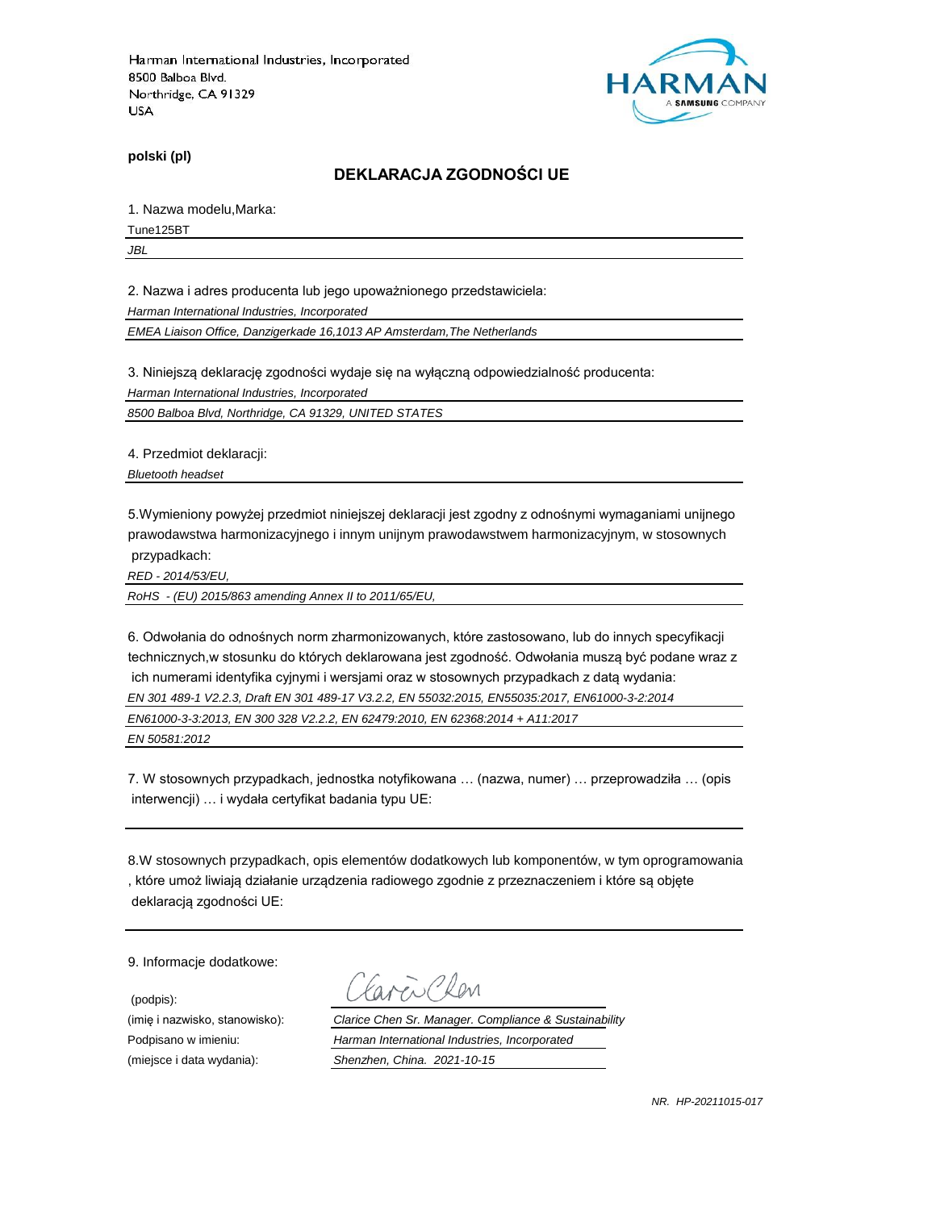Harman International Industries, Incorporated
8500 Balboa Blvd.
Northridge, CA 91329
USA

HARMAN
A SAMSUNG COMPANY

**polski (pl)**

## DEKLARACJA ZGODNOŚCI UE

1. Nazwa modelu,Marka:

Tune125BT

*JBL*

2. Nazwa i adres producenta lub jego upoważnionego przedstawiciela:

*Harman International Industries, Incorporated*

*EMEA Liaison Office, Danzigerkade 16,1013 AP Amsterdam,The Netherlands*

3. Niniejszą deklarację zgodności wydaje się na wyłączną odpowiedzialność producenta:

*Harman International Industries, Incorporated*

*8500 Balboa Blvd, Northridge, CA 91329, UNITED STATES*

4. Przedmiot deklaracji:

*Bluetooth headset*

5.Wymieniony powyżej przedmiot niniejszej deklaracji jest zgodny z odnośnymi wymaganiami unijnego prawodawstwa harmonizacyjnego i innym unijnym prawodawstwem harmonizacyjnym, w stosownych przypadkach:

*RED - 2014/53/EU,*

*RoHS - (EU) 2015/863 amending Annex II to 2011/65/EU,*

6. Odwołania do odnośnych norm zharmonizowanych, które zastosowano, lub do innych specyfikacji technicznych,w stosunku do których deklarowana jest zgodność. Odwołania muszą być podane wraz z ich numerami identyfika cyjnymi i wersjami oraz w stosownych przypadkach z datą wydania:

*EN 301 489-1 V2.2.3, Draft EN 301 489-17 V3.2.2, EN 55032:2015, EN55035:2017, EN61000-3-2:2014*

*EN61000-3-3:2013, EN 300 328 V2.2.2, EN 62479:2010, EN 62368:2014 + A11:2017*

*EN 50581:2012*

7. W stosownych przypadkach, jednostka notyfikowana … (nazwa, numer) … przeprowadziła … (opis interwencji) … i wydała certyfikat badania typu UE:

8.W stosownych przypadkach, opis elementów dodatkowych lub komponentów, w tym oprogramowania , które umoż liwiają działanie urządzenia radiowego zgodnie z przeznaczeniem i które są objęte deklaracją zgodności UE:

9. Informacje dodatkowe:

(podpis): Clarice Chen

(imię i nazwisko, stanowisko): *Clarice Chen Sr. Manager. Compliance & Sustainability*

Podpisano w imieniu: *Harman International Industries, Incorporated*

(miejsce i data wydania): *Shenzhen, China. 2021-10-15*

*NR. HP-20211015-017*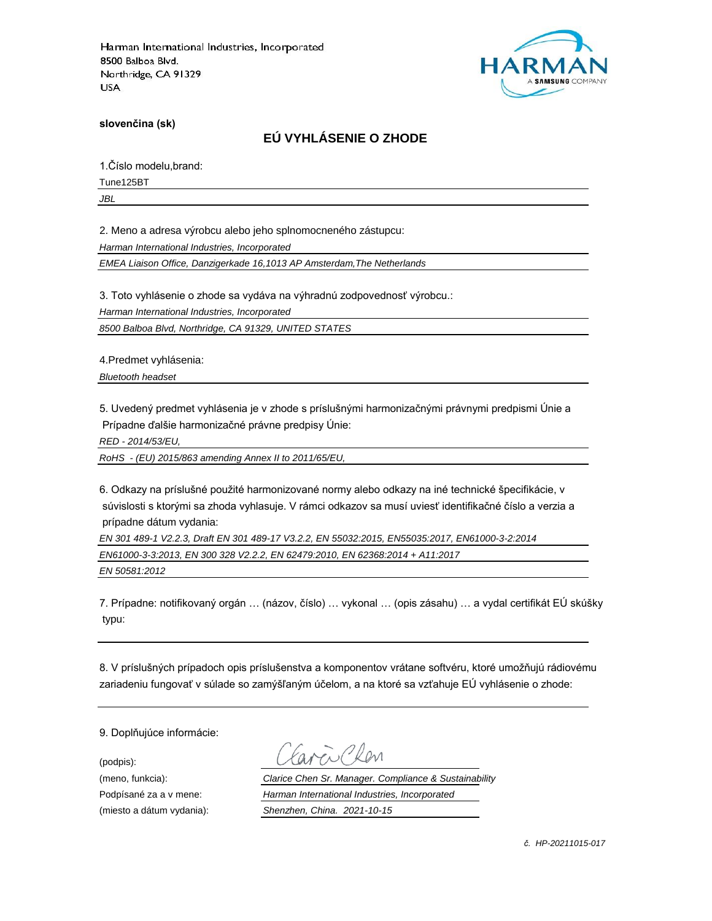Harman International Industries, Incorporated
8500 Balboa Blvd.
Northridge, CA 91329
USA

**slovenčina (sk)**

## EÚ VYHLÁSENIE O ZHODE

1.Číslo modelu,brand:

Tune125BT

*JBL*

2. Meno a adresa výrobcu alebo jeho splnomocneného zástupcu:

*Harman International Industries, Incorporated*

*EMEA Liaison Office, Danzigerkade 16,1013 AP Amsterdam,The Netherlands*

3. Toto vyhlásenie o zhode sa vydáva na výhradnú zodpovednosť výrobcu.:

*Harman International Industries, Incorporated*

*8500 Balboa Blvd, Northridge, CA 91329, UNITED STATES*

4.Predmet vyhlásenia:

*Bluetooth headset*

5. Uvedený predmet vyhlásenia je v zhode s príslušnými harmonizačnými právnymi predpismi Únie a Prípadne ďalšie harmonizačné právne predpisy Únie:

*RED - 2014/53/EU,*

*RoHS - (EU) 2015/863 amending Annex II to 2011/65/EU,*

6. Odkazy na príslušné použité harmonizované normy alebo odkazy na iné technické špecifikácie, v súvislosti s ktorými sa zhoda vyhlasuje. V rámci odkazov sa musí uviesť identifikačné číslo a verzia a prípadne dátum vydania:

*EN 301 489-1 V2.2.3, Draft EN 301 489-17 V3.2.2, EN 55032:2015, EN55035:2017, EN61000-3-2:2014*

*EN61000-3-3:2013, EN 300 328 V2.2.2, EN 62479:2010, EN 62368:2014 + A11:2017*

*EN 50581:2012*

7. Prípadne: notifikovaný orgán … (názov, číslo) … vykonal … (opis zásahu) … a vydal certifikát EÚ skúšky typu:

8. V príslušných prípadoch opis príslušenstva a komponentov vrátane softvéru, ktoré umožňujú rádiovému zariadeniu fungovať v súlade so zamýšľaným účelom, a na ktoré sa vzťahuje EÚ vyhlásenie o zhode:

9. Doplňujúce informácie:

(podpis): Clarice Chen

(meno, funkcia): *Clarice Chen Sr. Manager. Compliance & Sustainability*

Podpísané za a v mene: *Harman International Industries, Incorporated*

(miesto a dátum vydania): *Shenzhen, China. 2021-10-15*

*č. HP-20211015-017*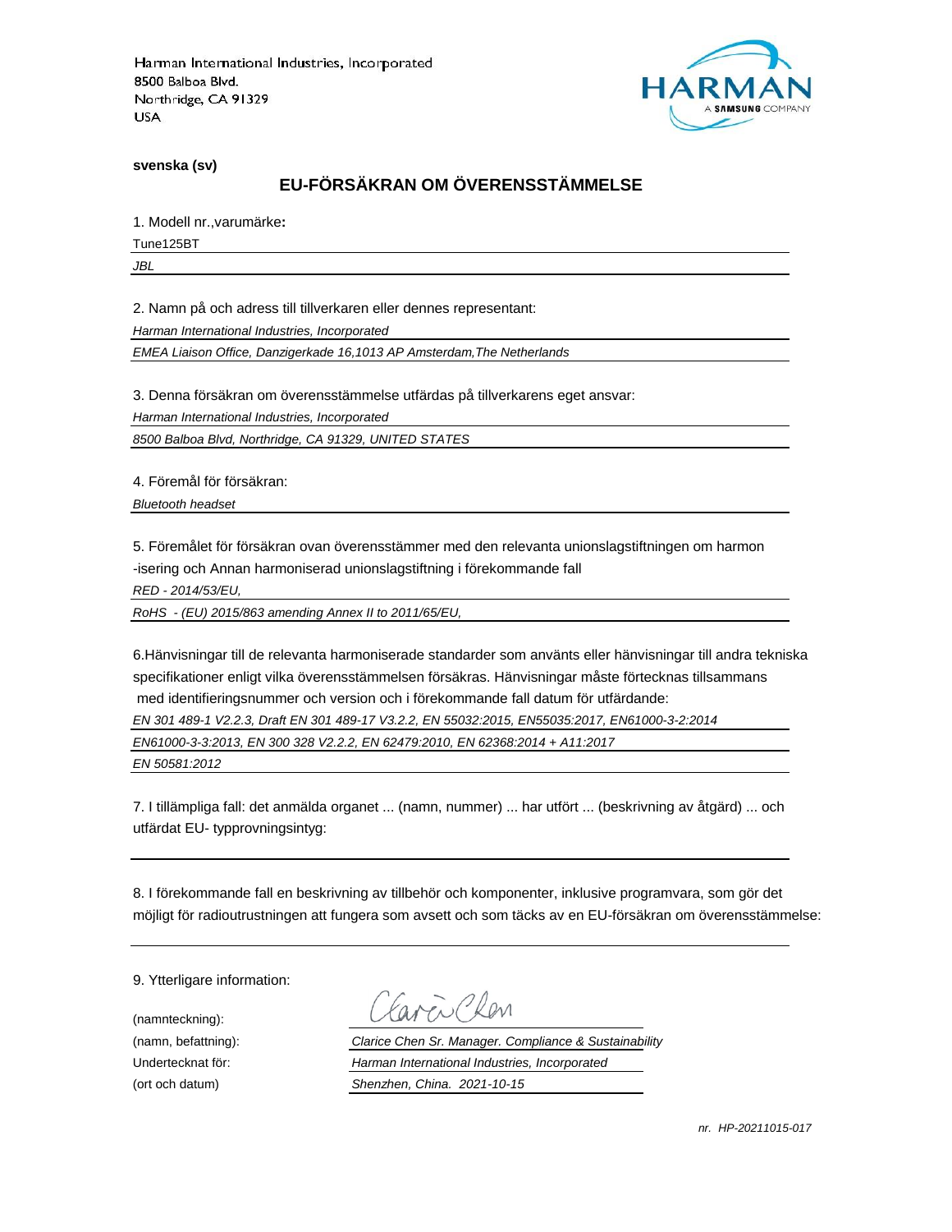Harman International Industries, Incorporated
8500 Balboa Blvd.
Northridge, CA 91329
USA

HARMAN
A SAMSUNG COMPANY

**svenska (sv)**

## EU-FÖRSÄKRAN OM ÖVERENSSTÄMMELSE

1. Modell nr.,varumärke**:**

Tune125BT

*JBL*

2. Namn på och adress till tillverkaren eller dennes representant:

*Harman International Industries, Incorporated*

*EMEA Liaison Office, Danzigerkade 16,1013 AP Amsterdam,The Netherlands*

3. Denna försäkran om överensstämmelse utfärdas på tillverkarens eget ansvar:

*Harman International Industries, Incorporated*

*8500 Balboa Blvd, Northridge, CA 91329, UNITED STATES*

4. Föremål för försäkran:

*Bluetooth headset*

5. Föremålet för försäkran ovan överensstämmer med den relevanta unionslagstiftningen om harmon -isering och Annan harmoniserad unionslagstiftning i förekommande fall

*RED - 2014/53/EU,*

*RoHS - (EU) 2015/863 amending Annex II to 2011/65/EU,*

6.Hänvisningar till de relevanta harmoniserade standarder som använts eller hänvisningar till andra tekniska specifikationer enligt vilka överensstämmelsen försäkras. Hänvisningar måste förtecknas tillsammans med identifieringsnummer och version och i förekommande fall datum för utfärdande:

*EN 301 489-1 V2.2.3, Draft EN 301 489-17 V3.2.2, EN 55032:2015, EN55035:2017, EN61000-3-2:2014*

*EN61000-3-3:2013, EN 300 328 V2.2.2, EN 62479:2010, EN 62368:2014 + A11:2017*

*EN 50581:2012*

7. I tillämpliga fall: det anmälda organet ... (namn, nummer) ... har utfört ... (beskrivning av åtgärd) ... och utfärdat EU- typprovningsintyg:

8. I förekommande fall en beskrivning av tillbehör och komponenter, inklusive programvara, som gör det möjligt för radioutrustningen att fungera som avsett och som täcks av en EU-försäkran om överensstämmelse:

9. Ytterligare information:

(namnteckning):

(namn, befattning): *Clarice Chen Sr. Manager. Compliance & Sustainability*

Undertecknat för: *Harman International Industries, Incorporated*

(ort och datum) *Shenzhen, China. 2021-10-15*

*nr. HP-20211015-017*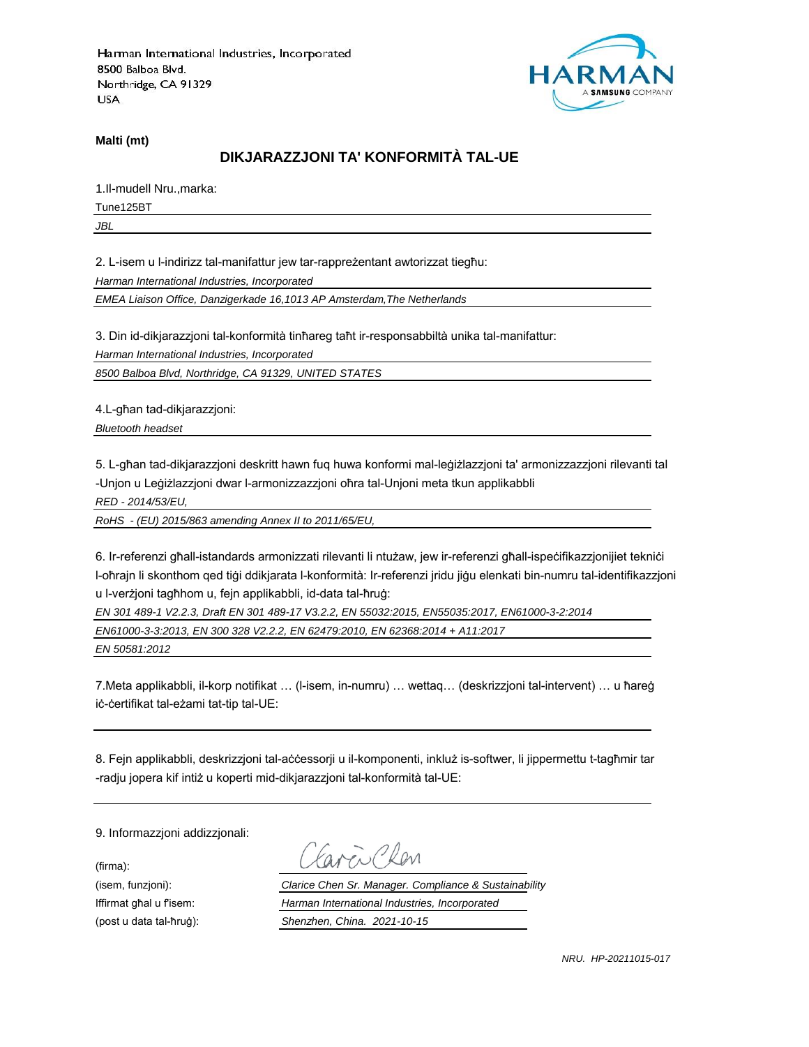Harman International Industries, Incorporated
8500 Balboa Blvd.
Northridge, CA 91329
USA

**Malti (mt)**

## DIKJARAZZJONI TA' KONFORMITÀ TAL-UE

1.Il-mudell Nru.,marka:

Tune125BT

*JBL*

2. L-isem u l-indirizz tal-manifattur jew tar-rappreżentant awtorizzat tiegħu:

*Harman International Industries, Incorporated*

*EMEA Liaison Office, Danzigerkade 16,1013 AP Amsterdam,The Netherlands*

3. Din id-dikjarazzjoni tal-konformità tinħareg taħt ir-responsabbiltà unika tal-manifattur:

*Harman International Industries, Incorporated*

*8500 Balboa Blvd, Northridge, CA 91329, UNITED STATES*

4.L-għan tad-dikjarazzjoni:

*Bluetooth headset*

5. L-għan tad-dikjarazzjoni deskritt hawn fuq huwa konformi mal-leġiżlazzjoni ta' armonizzazzjoni rilevanti tal -Unjon u Leġiżlazzjoni dwar l-armonizzazzjoni oħra tal-Unjoni meta tkun applikabbli

*RED - 2014/53/EU,*

*RoHS - (EU) 2015/863 amending Annex II to 2011/65/EU,*

6. Ir-referenzi għall-istandards armonizzati rilevanti li ntużaw, jew ir-referenzi għall-ispeċifikazzjonijiet tekniċi l-oħrajn li skonthom qed tiġi ddikjarata l-konformità: Ir-referenzi jridu jiġu elenkati bin-numru tal-identifikazzjoni u l-verżjoni tagħhom u, fejn applikabbli, id-data tal-ħruġ:

*EN 301 489-1 V2.2.3, Draft EN 301 489-17 V3.2.2, EN 55032:2015, EN55035:2017, EN61000-3-2:2014*

*EN61000-3-3:2013, EN 300 328 V2.2.2, EN 62479:2010, EN 62368:2014 + A11:2017*

*EN 50581:2012*

7.Meta applikabbli, il-korp notifikat … (l-isem, in-numru) … wettaq… (deskrizzjoni tal-intervent) … u ħareġ iċ-ċertifikat tal-eżami tat-tip tal-UE:

8. Fejn applikabbli, deskrizzjoni tal-aċċessorji u il-komponenti, inkluż is-softwer, li jippermettu t-tagħmir tar -radju jopera kif intiż u koperti mid-dikjarazzjoni tal-konformità tal-UE:

9. Informazzjoni addizzjonali:

(firma):

(isem, funzjoni): *Clarice Chen Sr. Manager. Compliance & Sustainability*

Iffirmat għal u f'isem: *Harman International Industries, Incorporated*

(post u data tal-ħruġ): *Shenzhen, China. 2021-10-15*

*NRU. HP-20211015-017*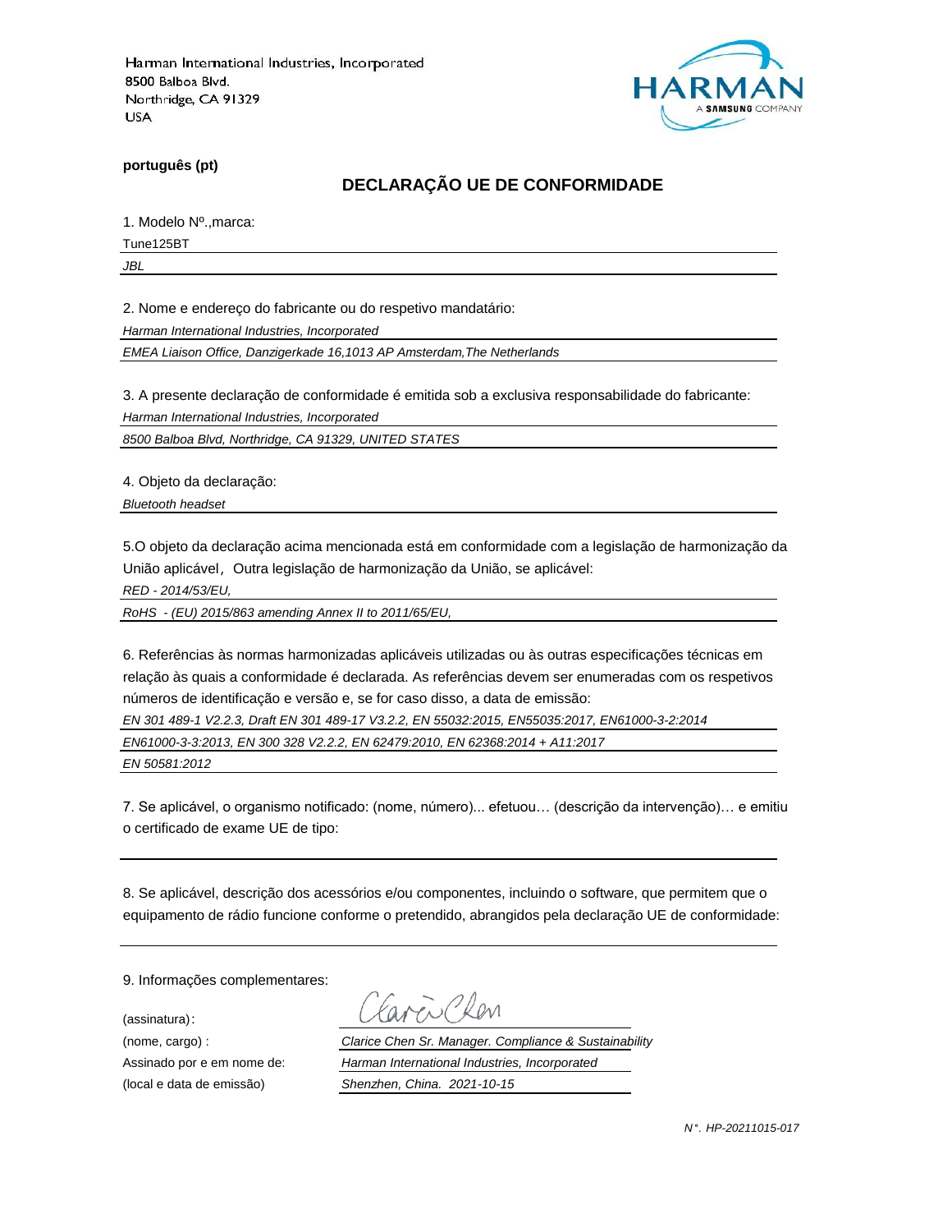Harman International Industries, Incorporated
8500 Balboa Blvd.
Northridge, CA 91329
USA

**português (pt)**

## DECLARAÇÃO UE DE CONFORMIDADE

1. Modelo Nº.,marca:

Tune125BT

*JBL*

2. Nome e endereço do fabricante ou do respetivo mandatário:

*Harman International Industries, Incorporated*

*EMEA Liaison Office, Danzigerkade 16,1013 AP Amsterdam,The Netherlands*

3. A presente declaração de conformidade é emitida sob a exclusiva responsabilidade do fabricante:

*Harman International Industries, Incorporated*

*8500 Balboa Blvd, Northridge, CA 91329, UNITED STATES*

4. Objeto da declaração:

*Bluetooth headset*

5.O objeto da declaração acima mencionada está em conformidade com a legislação de harmonização da União aplicável，Outra legislação de harmonização da União, se aplicável:

*RED - 2014/53/EU,*

*RoHS - (EU) 2015/863 amending Annex II to 2011/65/EU,*

6. Referências às normas harmonizadas aplicáveis utilizadas ou às outras especificações técnicas em relação às quais a conformidade é declarada. As referências devem ser enumeradas com os respetivos números de identificação e versão e, se for caso disso, a data de emissão:

*EN 301 489-1 V2.2.3, Draft EN 301 489-17 V3.2.2, EN 55032:2015, EN55035:2017, EN61000-3-2:2014*

*EN61000-3-3:2013, EN 300 328 V2.2.2, EN 62479:2010, EN 62368:2014 + A11:2017*

*EN 50581:2012*

7. Se aplicável, o organismo notificado: (nome, número)... efetuou… (descrição da intervenção)… e emitiu o certificado de exame UE de tipo:

8. Se aplicável, descrição dos acessórios e/ou componentes, incluindo o software, que permitem que o equipamento de rádio funcione conforme o pretendido, abrangidos pela declaração UE de conformidade:

9. Informações complementares:

(assinatura):

(nome, cargo) : *Clarice Chen Sr. Manager. Compliance & Sustainability*

Assinado por e em nome de: *Harman International Industries, Incorporated*

(local e data de emissão) *Shenzhen, China. 2021-10-15*

*N°. HP-20211015-017*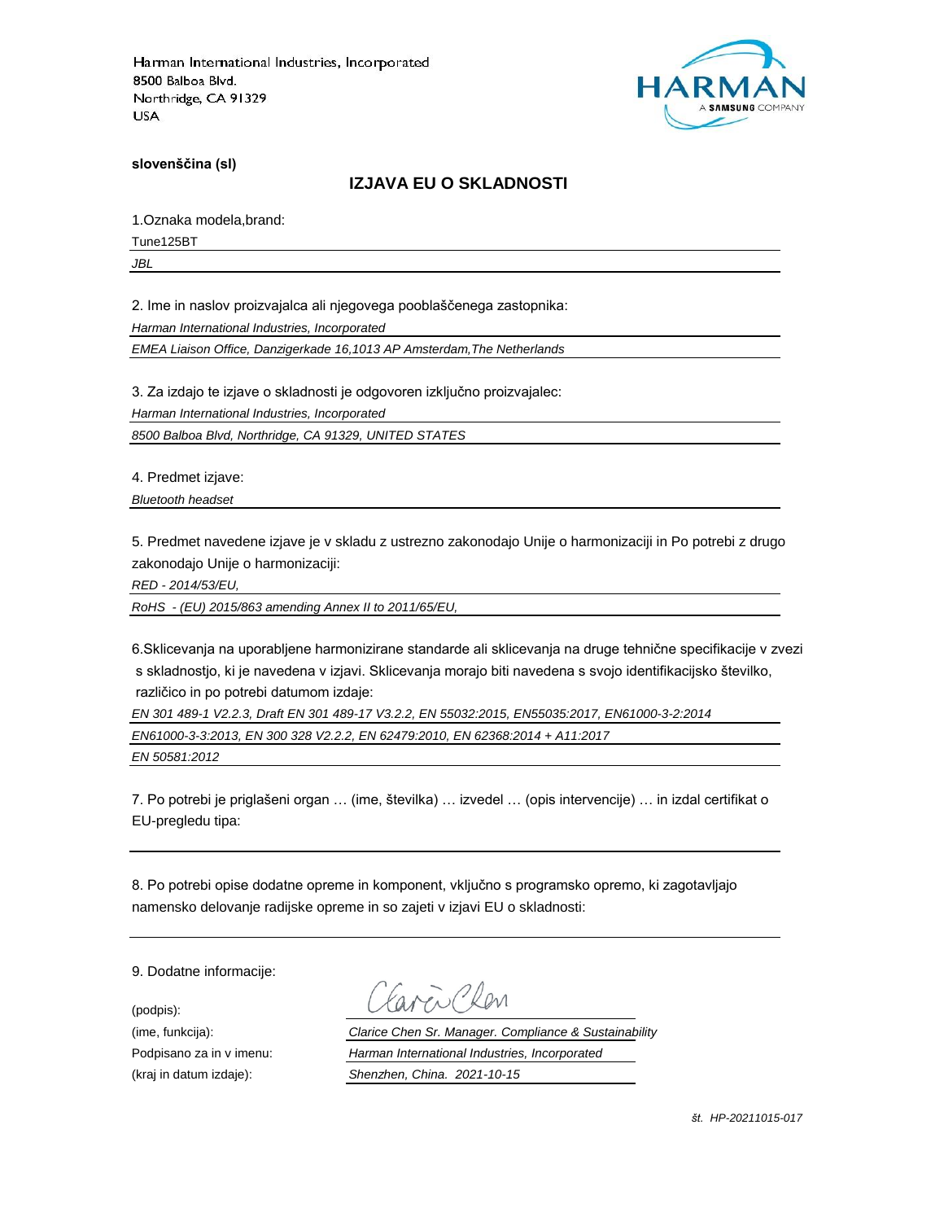Harman International Industries, Incorporated
8500 Balboa Blvd.
Northridge, CA 91329
USA

HARMAN
A SAMSUNG COMPANY

**slovenščina (sl)**

## IZJAVA EU O SKLADNOSTI

1.Oznaka modela,brand:

Tune125BT

*JBL*

2. Ime in naslov proizvajalca ali njegovega pooblaščenega zastopnika:

*Harman International Industries, Incorporated*

*EMEA Liaison Office, Danzigerkade 16,1013 AP Amsterdam,The Netherlands*

3. Za izdajo te izjave o skladnosti je odgovoren izključno proizvajalec:

*Harman International Industries, Incorporated*

*8500 Balboa Blvd, Northridge, CA 91329, UNITED STATES*

4. Predmet izjave:

*Bluetooth headset*

5. Predmet navedene izjave je v skladu z ustrezno zakonodajo Unije o harmonizaciji in Po potrebi z drugo zakonodajo Unije o harmonizaciji:

*RED - 2014/53/EU,*

*RoHS - (EU) 2015/863 amending Annex II to 2011/65/EU,*

6.Sklicevanja na uporabljene harmonizirane standarde ali sklicevanja na druge tehnične specifikacije v zvezi s skladnostjo, ki je navedena v izjavi. Sklicevanja morajo biti navedena s svojo identifikacijsko številko, različico in po potrebi datumom izdaje:

*EN 301 489-1 V2.2.3, Draft EN 301 489-17 V3.2.2, EN 55032:2015, EN55035:2017, EN61000-3-2:2014*

*EN61000-3-3:2013, EN 300 328 V2.2.2, EN 62479:2010, EN 62368:2014 + A11:2017*

*EN 50581:2012*

7. Po potrebi je priglašeni organ … (ime, številka) … izvedel … (opis intervencije) … in izdal certifikat o EU-pregledu tipa:

8. Po potrebi opise dodatne opreme in komponent, vključno s programsko opremo, ki zagotavljajo namensko delovanje radijske opreme in so zajeti v izjavi EU o skladnosti:

9. Dodatne informacije:

(podpis): Clarice Chen

(ime, funkcija): *Clarice Chen Sr. Manager. Compliance & Sustainability*

Podpisano za in v imenu: *Harman International Industries, Incorporated*

(kraj in datum izdaje): *Shenzhen, China. 2021-10-15*

*št. HP-20211015-017*